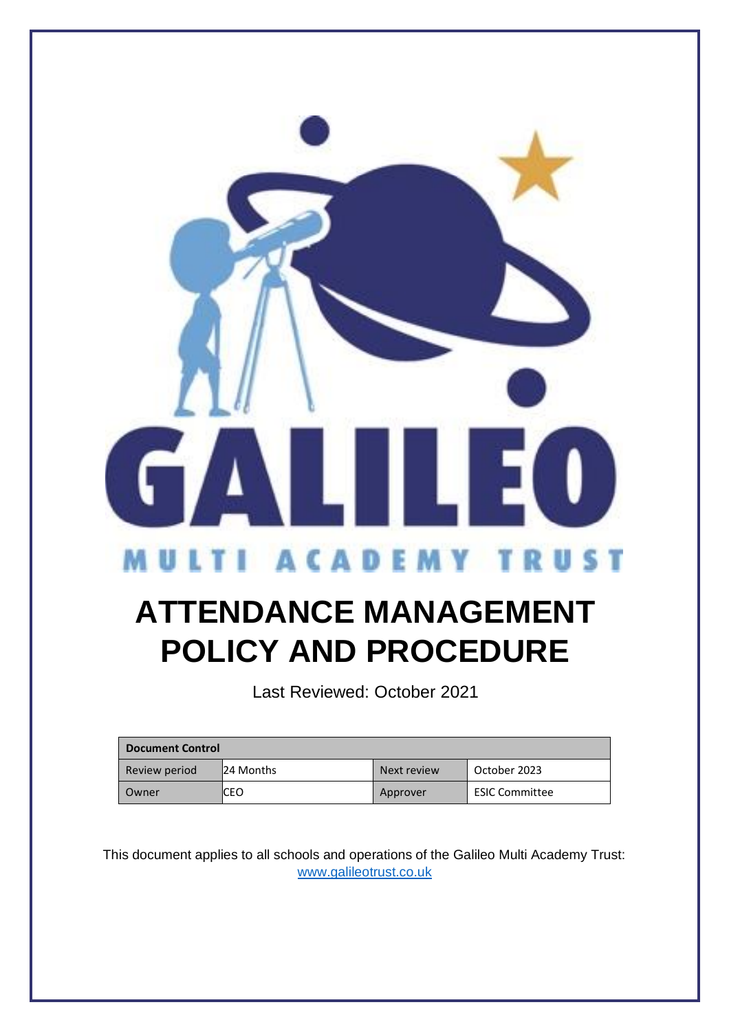GALILEO

MULTI ACADEMY TRUST

# ATTENDANCE MANAGEMENT POLICY AND PROCEDURE

Last Reviewed: October 2021

| Document Control | | | |
|---|---|---|---|
| Review period | 24 Months | Next review | October 2023 |
| Owner | CEO | Approver | ESIC Committee |

This document applies to all schools and operations of the Galileo Multi Academy Trust: [www.galileotrust.co.uk](http://www.galileotrust.co.uk)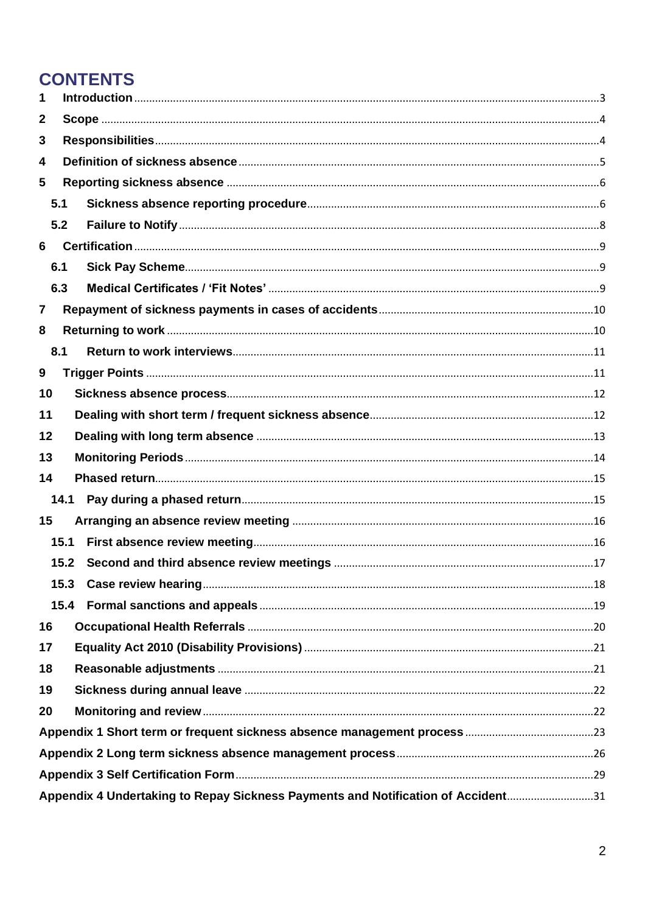# CONTENTS

1 **Introduction** ..... 3

2 **Scope** ..... 4

3 **Responsibilities** ..... 4

4 **Definition of sickness absence** ..... 5

5 **Reporting sickness absence** ..... 6

- 5.1 **Sickness absence reporting procedure** ..... 6
- 5.2 **Failure to Notify** ..... 8

6 **Certification** ..... 9

- 6.1 **Sick Pay Scheme** ..... 9
- 6.3 **Medical Certificates / 'Fit Notes'** ..... 9

7 **Repayment of sickness payments in cases of accidents** ..... 10

8 **Returning to work** ..... 10

- 8.1 **Return to work interviews** ..... 11

9 **Trigger Points** ..... 11

10 **Sickness absence process** ..... 12

11 **Dealing with short term / frequent sickness absence** ..... 12

12 **Dealing with long term absence** ..... 13

13 **Monitoring Periods** ..... 14

14 **Phased return** ..... 15

- 14.1 **Pay during a phased return** ..... 15

15 **Arranging an absence review meeting** ..... 16

- 15.1 **First absence review meeting** ..... 16
- 15.2 **Second and third absence review meetings** ..... 17
- 15.3 **Case review hearing** ..... 18
- 15.4 **Formal sanctions and appeals** ..... 19

16 **Occupational Health Referrals** ..... 20

17 **Equality Act 2010 (Disability Provisions)** ..... 21

18 **Reasonable adjustments** ..... 21

19 **Sickness during annual leave** ..... 22

20 **Monitoring and review** ..... 22

**Appendix 1 Short term or frequent sickness absence management process** ..... 23

**Appendix 2 Long term sickness absence management process** ..... 26

**Appendix 3 Self Certification Form** ..... 29

**Appendix 4 Undertaking to Repay Sickness Payments and Notification of Accident** ..... 31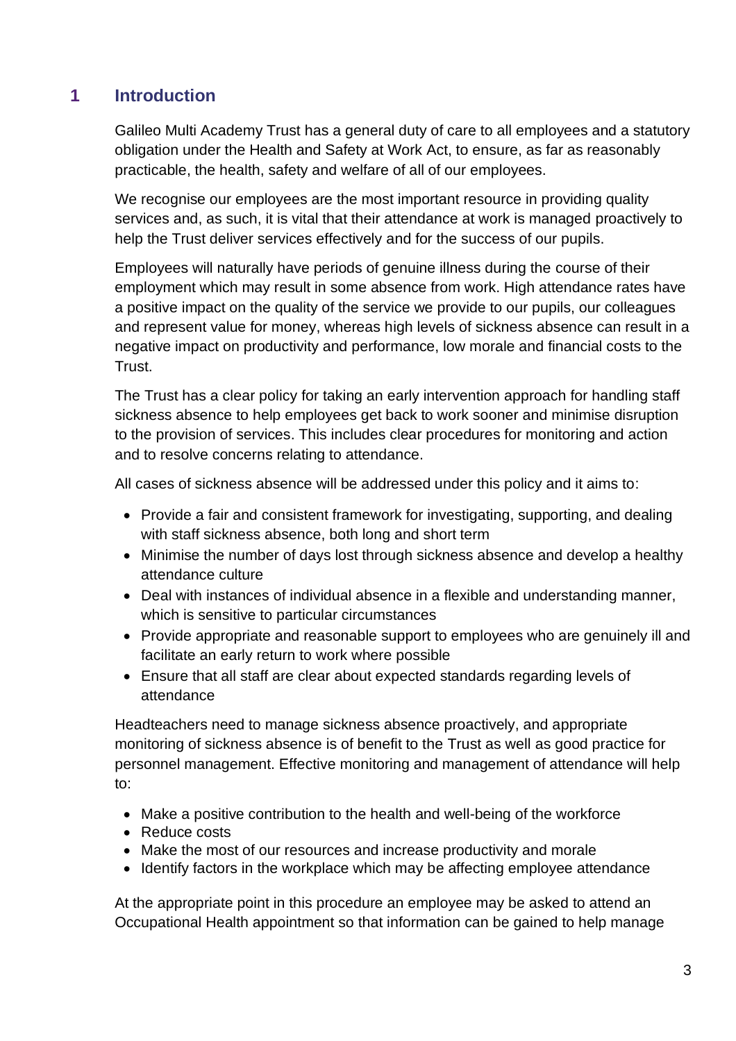## 1 Introduction

Galileo Multi Academy Trust has a general duty of care to all employees and a statutory obligation under the Health and Safety at Work Act, to ensure, as far as reasonably practicable, the health, safety and welfare of all of our employees.

We recognise our employees are the most important resource in providing quality services and, as such, it is vital that their attendance at work is managed proactively to help the Trust deliver services effectively and for the success of our pupils.

Employees will naturally have periods of genuine illness during the course of their employment which may result in some absence from work. High attendance rates have a positive impact on the quality of the service we provide to our pupils, our colleagues and represent value for money, whereas high levels of sickness absence can result in a negative impact on productivity and performance, low morale and financial costs to the Trust.

The Trust has a clear policy for taking an early intervention approach for handling staff sickness absence to help employees get back to work sooner and minimise disruption to the provision of services. This includes clear procedures for monitoring and action and to resolve concerns relating to attendance.

All cases of sickness absence will be addressed under this policy and it aims to:

- Provide a fair and consistent framework for investigating, supporting, and dealing with staff sickness absence, both long and short term
- Minimise the number of days lost through sickness absence and develop a healthy attendance culture
- Deal with instances of individual absence in a flexible and understanding manner, which is sensitive to particular circumstances
- Provide appropriate and reasonable support to employees who are genuinely ill and facilitate an early return to work where possible
- Ensure that all staff are clear about expected standards regarding levels of attendance

Headteachers need to manage sickness absence proactively, and appropriate monitoring of sickness absence is of benefit to the Trust as well as good practice for personnel management. Effective monitoring and management of attendance will help to:

- Make a positive contribution to the health and well-being of the workforce
- Reduce costs
- Make the most of our resources and increase productivity and morale
- Identify factors in the workplace which may be affecting employee attendance

At the appropriate point in this procedure an employee may be asked to attend an Occupational Health appointment so that information can be gained to help manage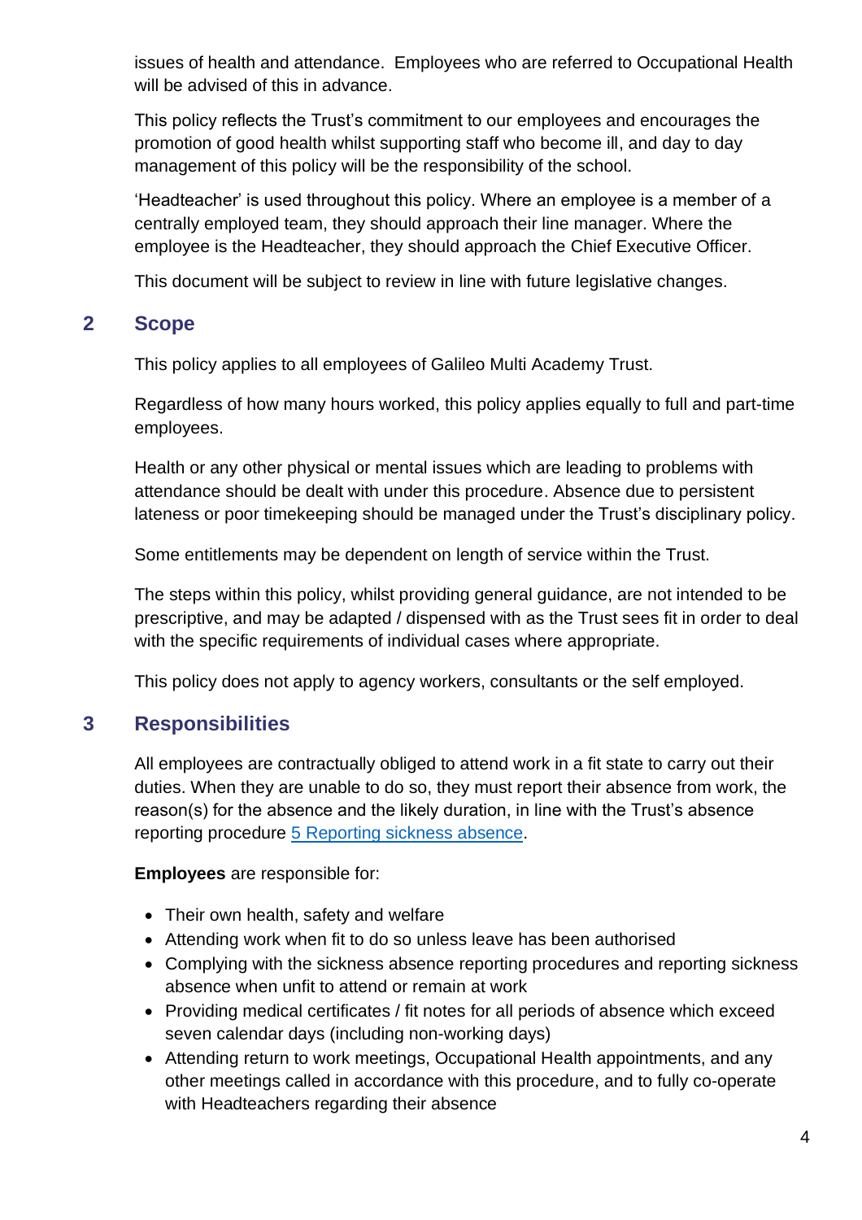issues of health and attendance. Employees who are referred to Occupational Health will be advised of this in advance.

This policy reflects the Trust's commitment to our employees and encourages the promotion of good health whilst supporting staff who become ill, and day to day management of this policy will be the responsibility of the school.

'Headteacher' is used throughout this policy. Where an employee is a member of a centrally employed team, they should approach their line manager. Where the employee is the Headteacher, they should approach the Chief Executive Officer.

This document will be subject to review in line with future legislative changes.

## 2 Scope

This policy applies to all employees of Galileo Multi Academy Trust.

Regardless of how many hours worked, this policy applies equally to full and part-time employees.

Health or any other physical or mental issues which are leading to problems with attendance should be dealt with under this procedure. Absence due to persistent lateness or poor timekeeping should be managed under the Trust's disciplinary policy.

Some entitlements may be dependent on length of service within the Trust.

The steps within this policy, whilst providing general guidance, are not intended to be prescriptive, and may be adapted / dispensed with as the Trust sees fit in order to deal with the specific requirements of individual cases where appropriate.

This policy does not apply to agency workers, consultants or the self employed.

## 3 Responsibilities

All employees are contractually obliged to attend work in a fit state to carry out their duties. When they are unable to do so, they must report their absence from work, the reason(s) for the absence and the likely duration, in line with the Trust's absence reporting procedure 5 Reporting sickness absence.

**Employees** are responsible for:

- Their own health, safety and welfare
- Attending work when fit to do so unless leave has been authorised
- Complying with the sickness absence reporting procedures and reporting sickness absence when unfit to attend or remain at work
- Providing medical certificates / fit notes for all periods of absence which exceed seven calendar days (including non-working days)
- Attending return to work meetings, Occupational Health appointments, and any other meetings called in accordance with this procedure, and to fully co-operate with Headteachers regarding their absence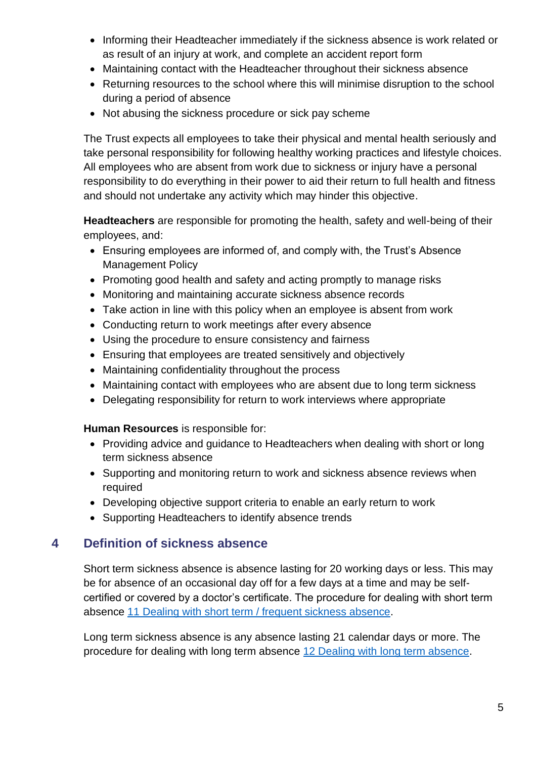- Informing their Headteacher immediately if the sickness absence is work related or as result of an injury at work, and complete an accident report form
- Maintaining contact with the Headteacher throughout their sickness absence
- Returning resources to the school where this will minimise disruption to the school during a period of absence
- Not abusing the sickness procedure or sick pay scheme

The Trust expects all employees to take their physical and mental health seriously and take personal responsibility for following healthy working practices and lifestyle choices. All employees who are absent from work due to sickness or injury have a personal responsibility to do everything in their power to aid their return to full health and fitness and should not undertake any activity which may hinder this objective.

**Headteachers** are responsible for promoting the health, safety and well-being of their employees, and:

- Ensuring employees are informed of, and comply with, the Trust's Absence Management Policy
- Promoting good health and safety and acting promptly to manage risks
- Monitoring and maintaining accurate sickness absence records
- Take action in line with this policy when an employee is absent from work
- Conducting return to work meetings after every absence
- Using the procedure to ensure consistency and fairness
- Ensuring that employees are treated sensitively and objectively
- Maintaining confidentiality throughout the process
- Maintaining contact with employees who are absent due to long term sickness
- Delegating responsibility for return to work interviews where appropriate

**Human Resources** is responsible for:

- Providing advice and guidance to Headteachers when dealing with short or long term sickness absence
- Supporting and monitoring return to work and sickness absence reviews when required
- Developing objective support criteria to enable an early return to work
- Supporting Headteachers to identify absence trends

## 4 Definition of sickness absence

Short term sickness absence is absence lasting for 20 working days or less. This may be for absence of an occasional day off for a few days at a time and may be self-certified or covered by a doctor's certificate. The procedure for dealing with short term absence 11 Dealing with short term / frequent sickness absence.

Long term sickness absence is any absence lasting 21 calendar days or more. The procedure for dealing with long term absence 12 Dealing with long term absence.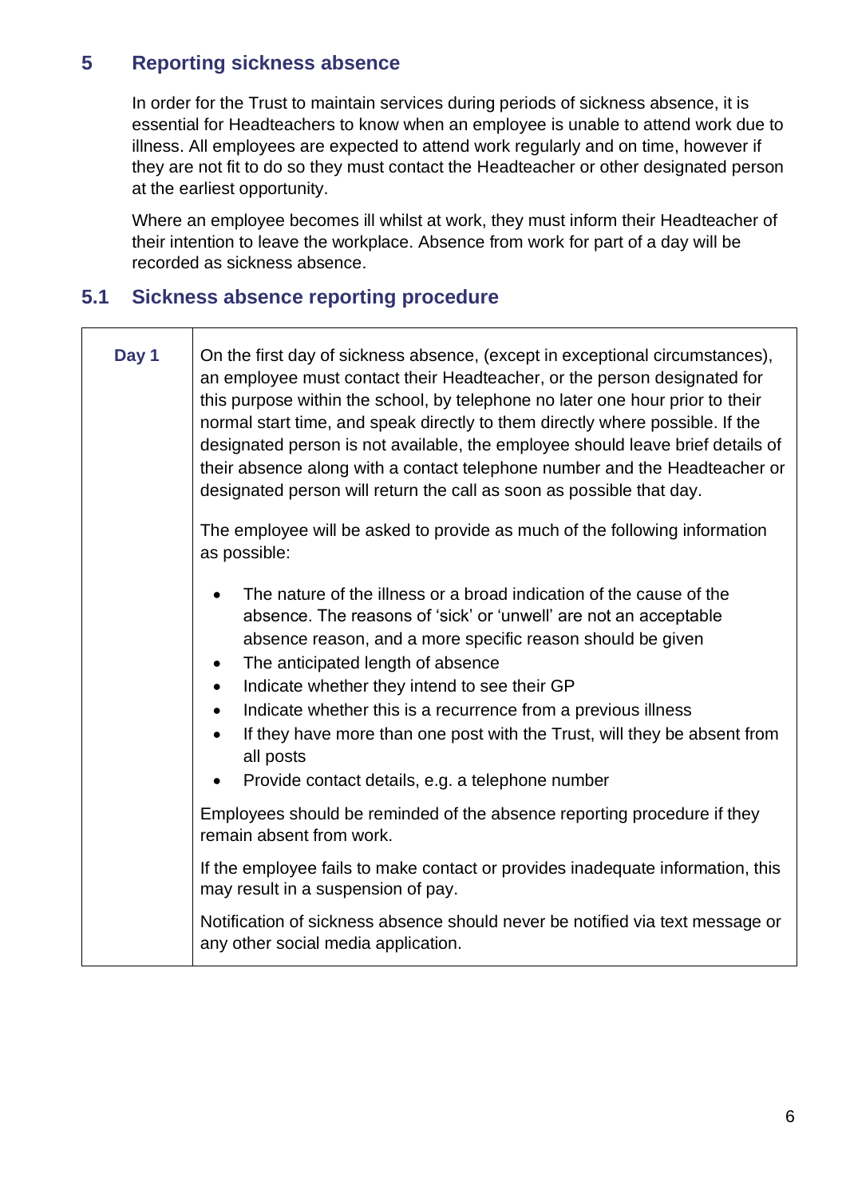## 5 Reporting sickness absence

In order for the Trust to maintain services during periods of sickness absence, it is essential for Headteachers to know when an employee is unable to attend work due to illness. All employees are expected to attend work regularly and on time, however if they are not fit to do so they must contact the Headteacher or other designated person at the earliest opportunity.

Where an employee becomes ill whilst at work, they must inform their Headteacher of their intention to leave the workplace. Absence from work for part of a day will be recorded as sickness absence.

### 5.1 Sickness absence reporting procedure

| | |
|---|---|
| **Day 1** | On the first day of sickness absence, (except in exceptional circumstances), an employee must contact their Headteacher, or the person designated for this purpose within the school, by telephone no later one hour prior to their normal start time, and speak directly to them directly where possible. If the designated person is not available, the employee should leave brief details of their absence along with a contact telephone number and the Headteacher or designated person will return the call as soon as possible that day.<br><br>The employee will be asked to provide as much of the following information as possible:<br><br>• The nature of the illness or a broad indication of the cause of the absence. The reasons of 'sick' or 'unwell' are not an acceptable absence reason, and a more specific reason should be given<br>• The anticipated length of absence<br>• Indicate whether they intend to see their GP<br>• Indicate whether this is a recurrence from a previous illness<br>• If they have more than one post with the Trust, will they be absent from all posts<br>• Provide contact details, e.g. a telephone number<br><br>Employees should be reminded of the absence reporting procedure if they remain absent from work.<br><br>If the employee fails to make contact or provides inadequate information, this may result in a suspension of pay.<br><br>Notification of sickness absence should never be notified via text message or any other social media application. |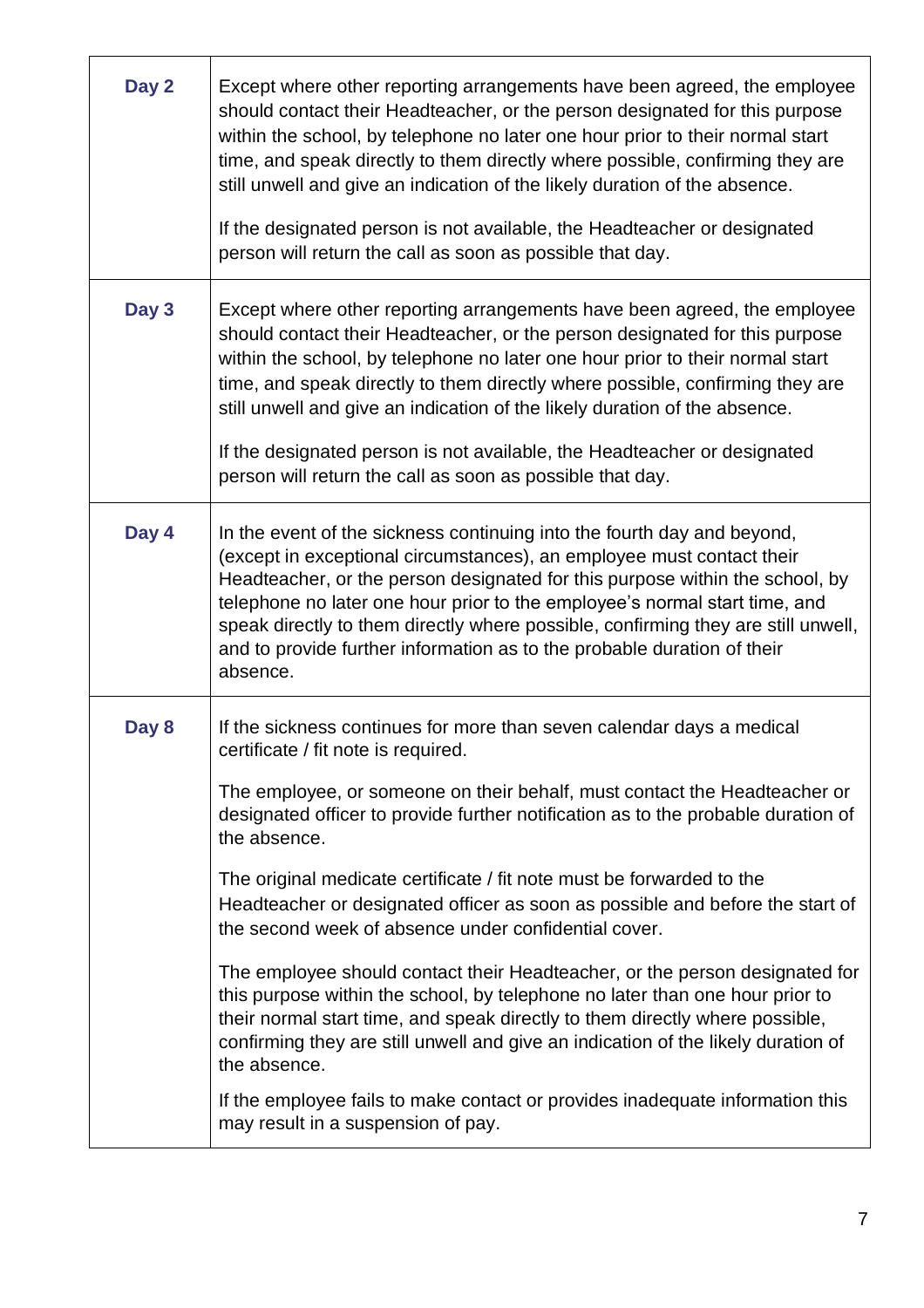| | |
|---|---|
| **Day 2** | Except where other reporting arrangements have been agreed, the employee should contact their Headteacher, or the person designated for this purpose within the school, by telephone no later one hour prior to their normal start time, and speak directly to them directly where possible, confirming they are still unwell and give an indication of the likely duration of the absence.<br><br>If the designated person is not available, the Headteacher or designated person will return the call as soon as possible that day. |
| **Day 3** | Except where other reporting arrangements have been agreed, the employee should contact their Headteacher, or the person designated for this purpose within the school, by telephone no later one hour prior to their normal start time, and speak directly to them directly where possible, confirming they are still unwell and give an indication of the likely duration of the absence.<br><br>If the designated person is not available, the Headteacher or designated person will return the call as soon as possible that day. |
| **Day 4** | In the event of the sickness continuing into the fourth day and beyond, (except in exceptional circumstances), an employee must contact their Headteacher, or the person designated for this purpose within the school, by telephone no later one hour prior to the employee's normal start time, and speak directly to them directly where possible, confirming they are still unwell, and to provide further information as to the probable duration of their absence. |
| **Day 8** | If the sickness continues for more than seven calendar days a medical certificate / fit note is required.<br><br>The employee, or someone on their behalf, must contact the Headteacher or designated officer to provide further notification as to the probable duration of the absence.<br><br>The original medicate certificate / fit note must be forwarded to the Headteacher or designated officer as soon as possible and before the start of the second week of absence under confidential cover.<br><br>The employee should contact their Headteacher, or the person designated for this purpose within the school, by telephone no later than one hour prior to their normal start time, and speak directly to them directly where possible, confirming they are still unwell and give an indication of the likely duration of the absence.<br><br>If the employee fails to make contact or provides inadequate information this may result in a suspension of pay. |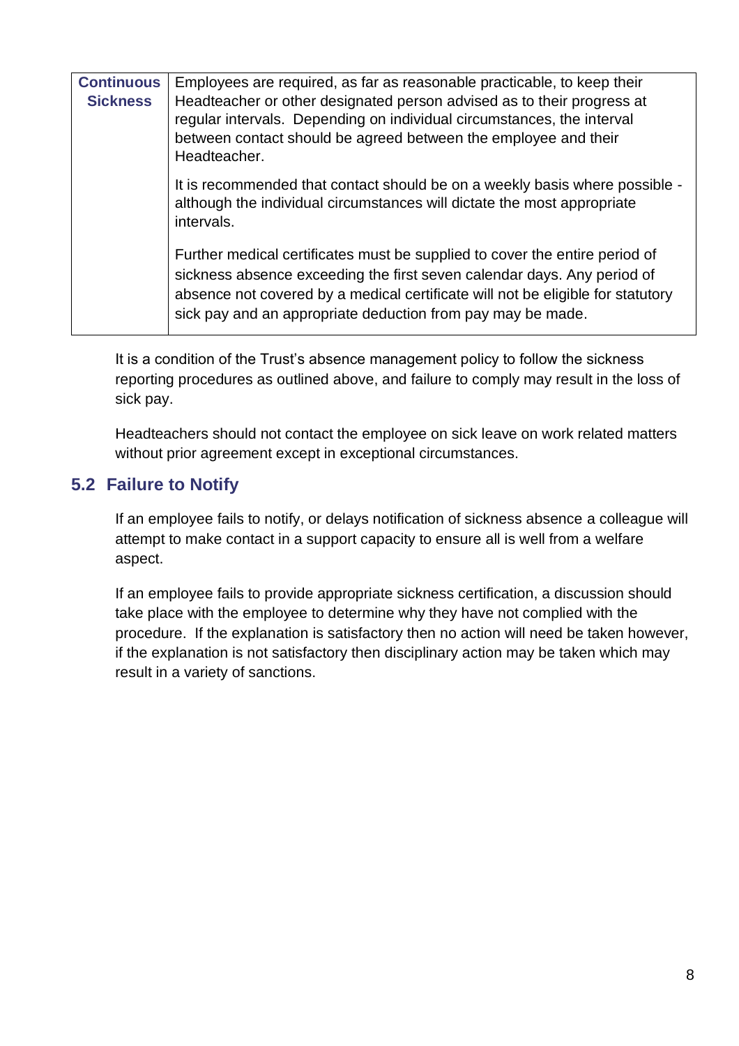| **Continuous Sickness** | Employees are required, as far as reasonable practicable, to keep their Headteacher or other designated person advised as to their progress at regular intervals. Depending on individual circumstances, the interval between contact should be agreed between the employee and their Headteacher.<br><br>It is recommended that contact should be on a weekly basis where possible - although the individual circumstances will dictate the most appropriate intervals.<br><br>Further medical certificates must be supplied to cover the entire period of sickness absence exceeding the first seven calendar days. Any period of absence not covered by a medical certificate will not be eligible for statutory sick pay and an appropriate deduction from pay may be made. |
|---|---|

It is a condition of the Trust's absence management policy to follow the sickness reporting procedures as outlined above, and failure to comply may result in the loss of sick pay.

Headteachers should not contact the employee on sick leave on work related matters without prior agreement except in exceptional circumstances.

## 5.2 Failure to Notify

If an employee fails to notify, or delays notification of sickness absence a colleague will attempt to make contact in a support capacity to ensure all is well from a welfare aspect.

If an employee fails to provide appropriate sickness certification, a discussion should take place with the employee to determine why they have not complied with the procedure. If the explanation is satisfactory then no action will need be taken however, if the explanation is not satisfactory then disciplinary action may be taken which may result in a variety of sanctions.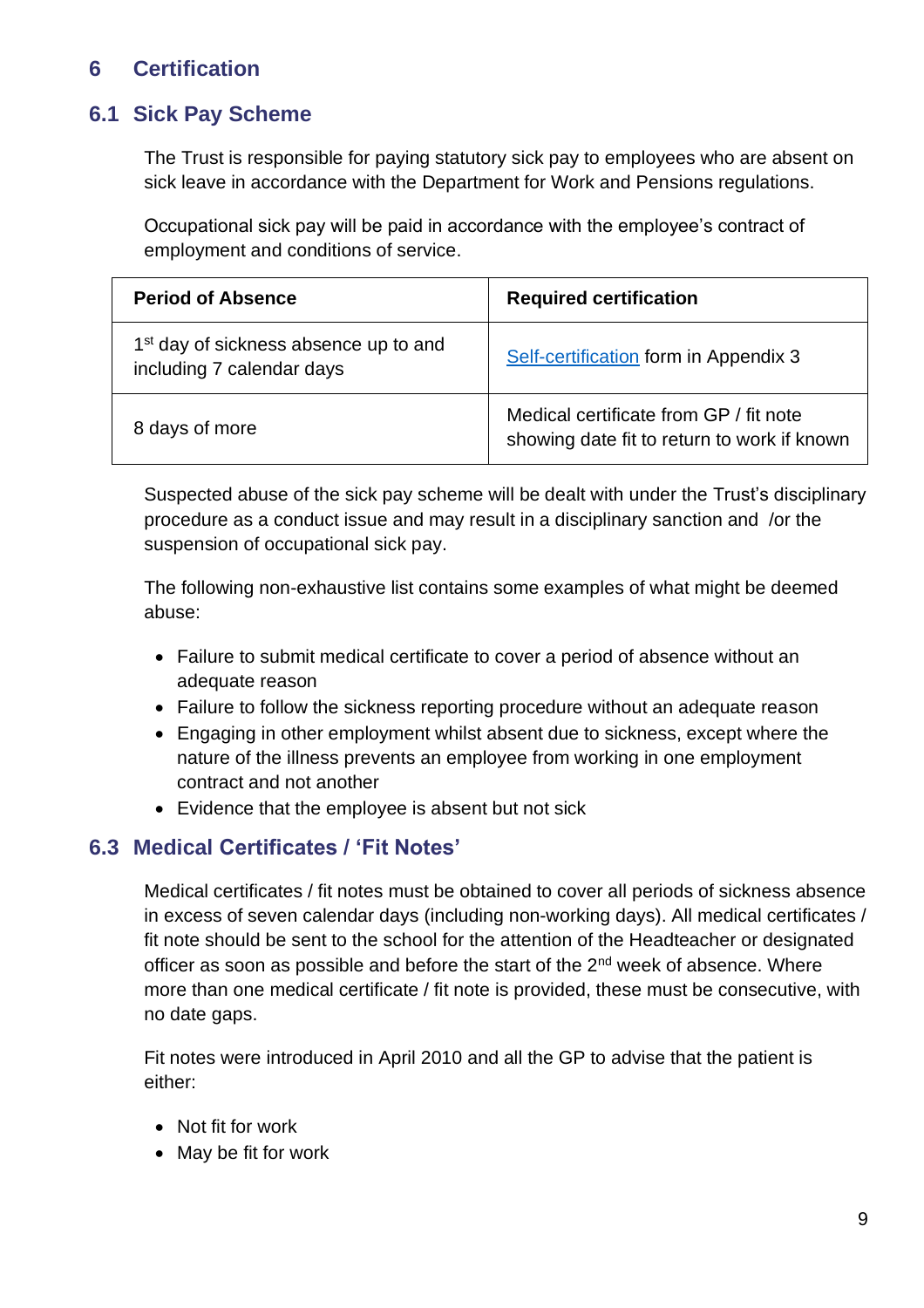## 6 Certification

### 6.1 Sick Pay Scheme

The Trust is responsible for paying statutory sick pay to employees who are absent on sick leave in accordance with the Department for Work and Pensions regulations.

Occupational sick pay will be paid in accordance with the employee's contract of employment and conditions of service.

| Period of Absence | Required certification |
|---|---|
| 1st day of sickness absence up to and including 7 calendar days | Self-certification form in Appendix 3 |
| 8 days of more | Medical certificate from GP / fit note showing date fit to return to work if known |

Suspected abuse of the sick pay scheme will be dealt with under the Trust's disciplinary procedure as a conduct issue and may result in a disciplinary sanction and /or the suspension of occupational sick pay.

The following non-exhaustive list contains some examples of what might be deemed abuse:

- Failure to submit medical certificate to cover a period of absence without an adequate reason
- Failure to follow the sickness reporting procedure without an adequate reason
- Engaging in other employment whilst absent due to sickness, except where the nature of the illness prevents an employee from working in one employment contract and not another
- Evidence that the employee is absent but not sick

### 6.3 Medical Certificates / 'Fit Notes'

Medical certificates / fit notes must be obtained to cover all periods of sickness absence in excess of seven calendar days (including non-working days). All medical certificates / fit note should be sent to the school for the attention of the Headteacher or designated officer as soon as possible and before the start of the 2nd week of absence. Where more than one medical certificate / fit note is provided, these must be consecutive, with no date gaps.

Fit notes were introduced in April 2010 and all the GP to advise that the patient is either:

- Not fit for work
- May be fit for work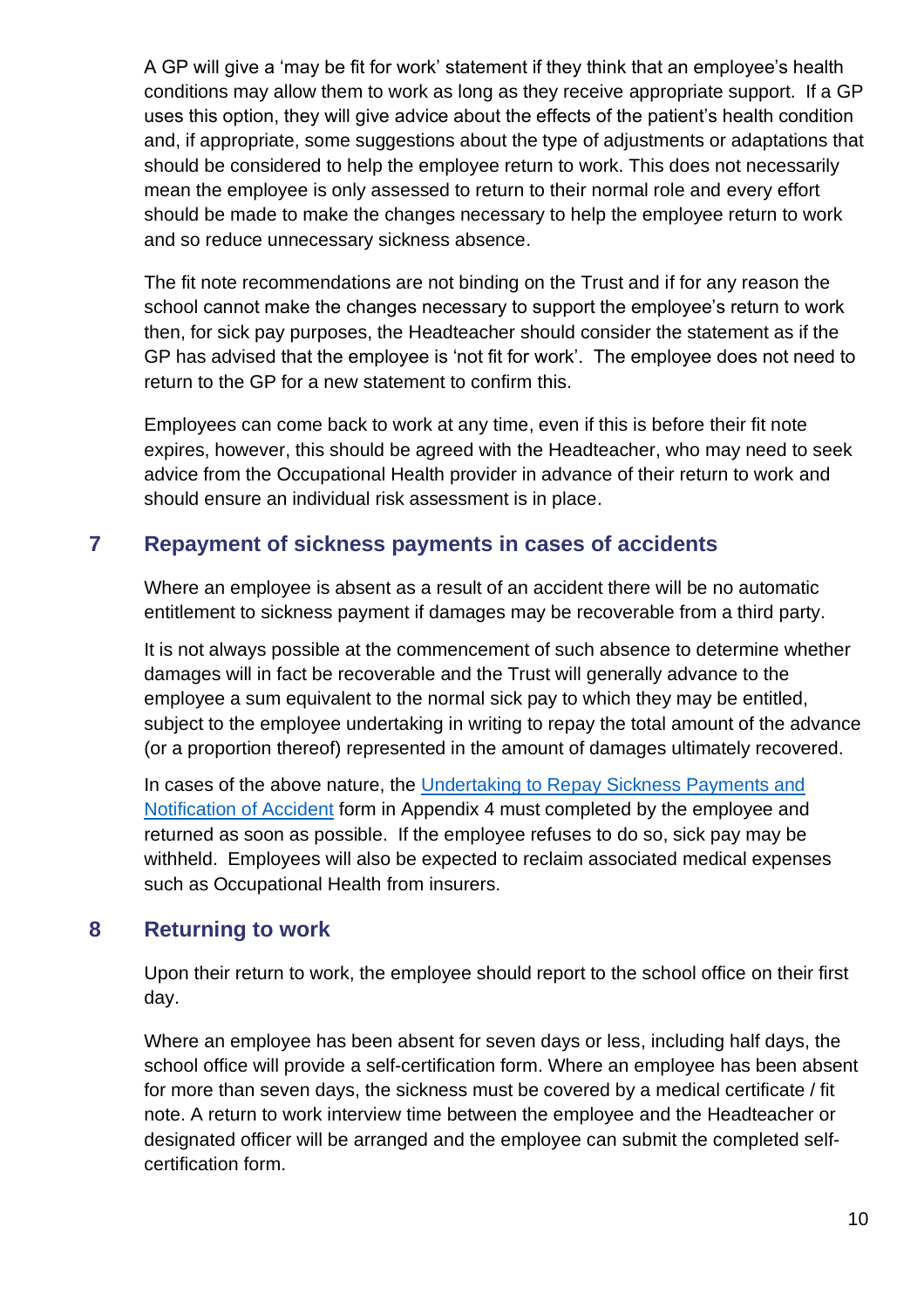A GP will give a 'may be fit for work' statement if they think that an employee's health conditions may allow them to work as long as they receive appropriate support. If a GP uses this option, they will give advice about the effects of the patient's health condition and, if appropriate, some suggestions about the type of adjustments or adaptations that should be considered to help the employee return to work. This does not necessarily mean the employee is only assessed to return to their normal role and every effort should be made to make the changes necessary to help the employee return to work and so reduce unnecessary sickness absence.

The fit note recommendations are not binding on the Trust and if for any reason the school cannot make the changes necessary to support the employee's return to work then, for sick pay purposes, the Headteacher should consider the statement as if the GP has advised that the employee is 'not fit for work'. The employee does not need to return to the GP for a new statement to confirm this.

Employees can come back to work at any time, even if this is before their fit note expires, however, this should be agreed with the Headteacher, who may need to seek advice from the Occupational Health provider in advance of their return to work and should ensure an individual risk assessment is in place.

## 7 Repayment of sickness payments in cases of accidents

Where an employee is absent as a result of an accident there will be no automatic entitlement to sickness payment if damages may be recoverable from a third party.

It is not always possible at the commencement of such absence to determine whether damages will in fact be recoverable and the Trust will generally advance to the employee a sum equivalent to the normal sick pay to which they may be entitled, subject to the employee undertaking in writing to repay the total amount of the advance (or a proportion thereof) represented in the amount of damages ultimately recovered.

In cases of the above nature, the Undertaking to Repay Sickness Payments and Notification of Accident form in Appendix 4 must completed by the employee and returned as soon as possible. If the employee refuses to do so, sick pay may be withheld. Employees will also be expected to reclaim associated medical expenses such as Occupational Health from insurers.

## 8 Returning to work

Upon their return to work, the employee should report to the school office on their first day.

Where an employee has been absent for seven days or less, including half days, the school office will provide a self-certification form. Where an employee has been absent for more than seven days, the sickness must be covered by a medical certificate / fit note. A return to work interview time between the employee and the Headteacher or designated officer will be arranged and the employee can submit the completed self-certification form.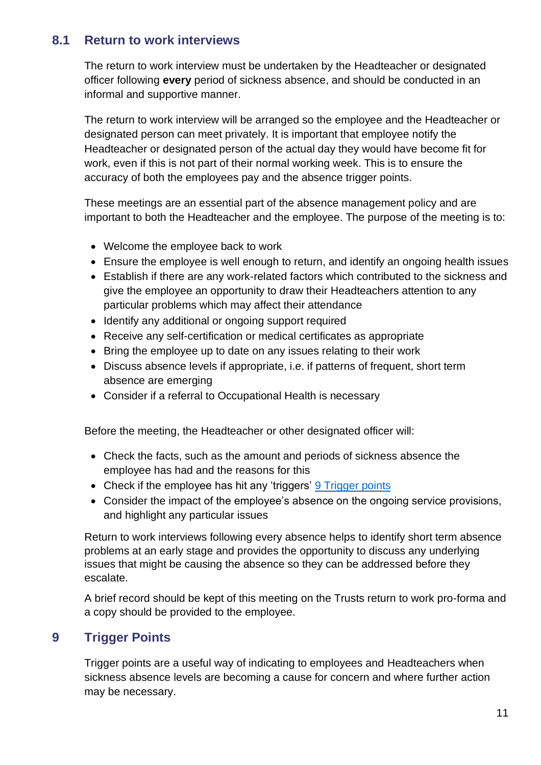## 8.1 Return to work interviews

The return to work interview must be undertaken by the Headteacher or designated officer following **every** period of sickness absence, and should be conducted in an informal and supportive manner.

The return to work interview will be arranged so the employee and the Headteacher or designated person can meet privately. It is important that employee notify the Headteacher or designated person of the actual day they would have become fit for work, even if this is not part of their normal working week. This is to ensure the accuracy of both the employees pay and the absence trigger points.

These meetings are an essential part of the absence management policy and are important to both the Headteacher and the employee. The purpose of the meeting is to:

- Welcome the employee back to work
- Ensure the employee is well enough to return, and identify an ongoing health issues
- Establish if there are any work-related factors which contributed to the sickness and give the employee an opportunity to draw their Headteachers attention to any particular problems which may affect their attendance
- Identify any additional or ongoing support required
- Receive any self-certification or medical certificates as appropriate
- Bring the employee up to date on any issues relating to their work
- Discuss absence levels if appropriate, i.e. if patterns of frequent, short term absence are emerging
- Consider if a referral to Occupational Health is necessary

Before the meeting, the Headteacher or other designated officer will:

- Check the facts, such as the amount and periods of sickness absence the employee has had and the reasons for this
- Check if the employee has hit any 'triggers' 9 Trigger points
- Consider the impact of the employee's absence on the ongoing service provisions, and highlight any particular issues

Return to work interviews following every absence helps to identify short term absence problems at an early stage and provides the opportunity to discuss any underlying issues that might be causing the absence so they can be addressed before they escalate.

A brief record should be kept of this meeting on the Trusts return to work pro-forma and a copy should be provided to the employee.

# 9 Trigger Points

Trigger points are a useful way of indicating to employees and Headteachers when sickness absence levels are becoming a cause for concern and where further action may be necessary.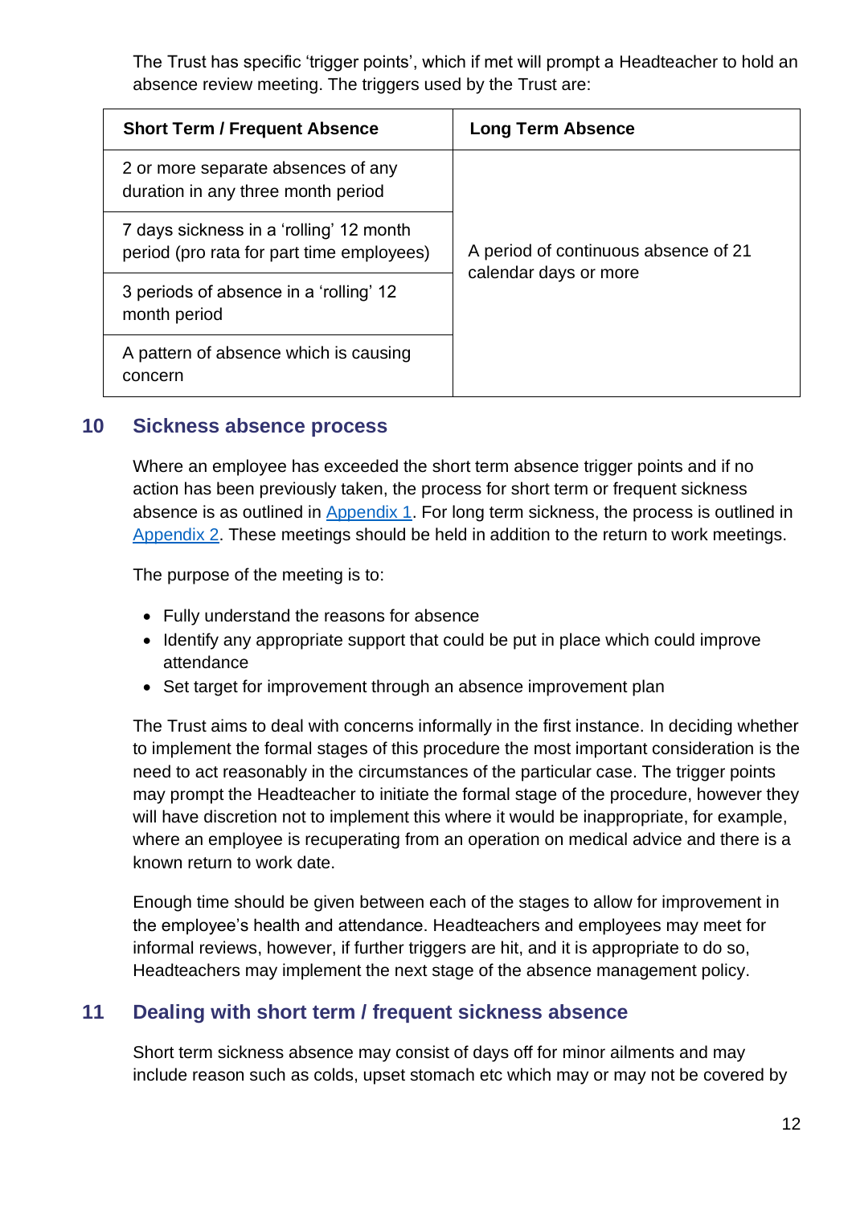The Trust has specific 'trigger points', which if met will prompt a Headteacher to hold an absence review meeting. The triggers used by the Trust are:

| Short Term / Frequent Absence | Long Term Absence |
| --- | --- |
| 2 or more separate absences of any duration in any three month period | A period of continuous absence of 21 calendar days or more |
| 7 days sickness in a 'rolling' 12 month period (pro rata for part time employees) | |
| 3 periods of absence in a 'rolling' 12 month period | |
| A pattern of absence which is causing concern | |

## 10 Sickness absence process

Where an employee has exceeded the short term absence trigger points and if no action has been previously taken, the process for short term or frequent sickness absence is as outlined in Appendix 1. For long term sickness, the process is outlined in Appendix 2. These meetings should be held in addition to the return to work meetings.

The purpose of the meeting is to:

- Fully understand the reasons for absence
- Identify any appropriate support that could be put in place which could improve attendance
- Set target for improvement through an absence improvement plan

The Trust aims to deal with concerns informally in the first instance. In deciding whether to implement the formal stages of this procedure the most important consideration is the need to act reasonably in the circumstances of the particular case. The trigger points may prompt the Headteacher to initiate the formal stage of the procedure, however they will have discretion not to implement this where it would be inappropriate, for example, where an employee is recuperating from an operation on medical advice and there is a known return to work date.

Enough time should be given between each of the stages to allow for improvement in the employee's health and attendance. Headteachers and employees may meet for informal reviews, however, if further triggers are hit, and it is appropriate to do so, Headteachers may implement the next stage of the absence management policy.

## 11 Dealing with short term / frequent sickness absence

Short term sickness absence may consist of days off for minor ailments and may include reason such as colds, upset stomach etc which may or may not be covered by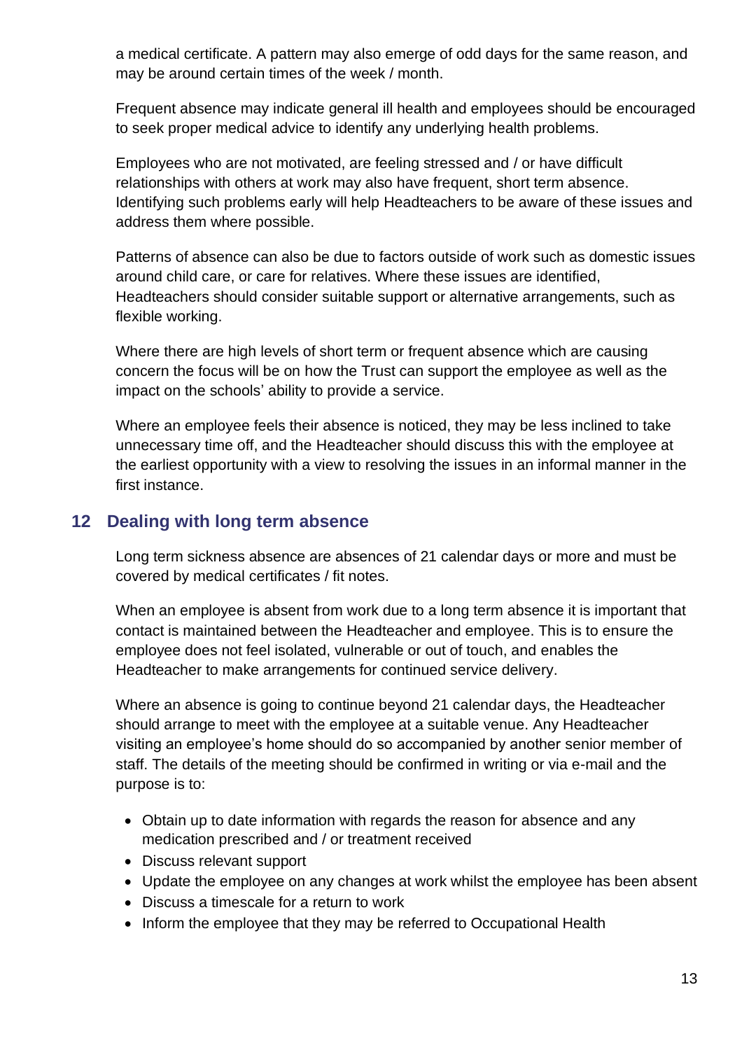a medical certificate. A pattern may also emerge of odd days for the same reason, and may be around certain times of the week / month.

Frequent absence may indicate general ill health and employees should be encouraged to seek proper medical advice to identify any underlying health problems.

Employees who are not motivated, are feeling stressed and / or have difficult relationships with others at work may also have frequent, short term absence. Identifying such problems early will help Headteachers to be aware of these issues and address them where possible.

Patterns of absence can also be due to factors outside of work such as domestic issues around child care, or care for relatives. Where these issues are identified, Headteachers should consider suitable support or alternative arrangements, such as flexible working.

Where there are high levels of short term or frequent absence which are causing concern the focus will be on how the Trust can support the employee as well as the impact on the schools' ability to provide a service.

Where an employee feels their absence is noticed, they may be less inclined to take unnecessary time off, and the Headteacher should discuss this with the employee at the earliest opportunity with a view to resolving the issues in an informal manner in the first instance.

## 12 Dealing with long term absence

Long term sickness absence are absences of 21 calendar days or more and must be covered by medical certificates / fit notes.

When an employee is absent from work due to a long term absence it is important that contact is maintained between the Headteacher and employee. This is to ensure the employee does not feel isolated, vulnerable or out of touch, and enables the Headteacher to make arrangements for continued service delivery.

Where an absence is going to continue beyond 21 calendar days, the Headteacher should arrange to meet with the employee at a suitable venue. Any Headteacher visiting an employee's home should do so accompanied by another senior member of staff. The details of the meeting should be confirmed in writing or via e-mail and the purpose is to:

- Obtain up to date information with regards the reason for absence and any medication prescribed and / or treatment received
- Discuss relevant support
- Update the employee on any changes at work whilst the employee has been absent
- Discuss a timescale for a return to work
- Inform the employee that they may be referred to Occupational Health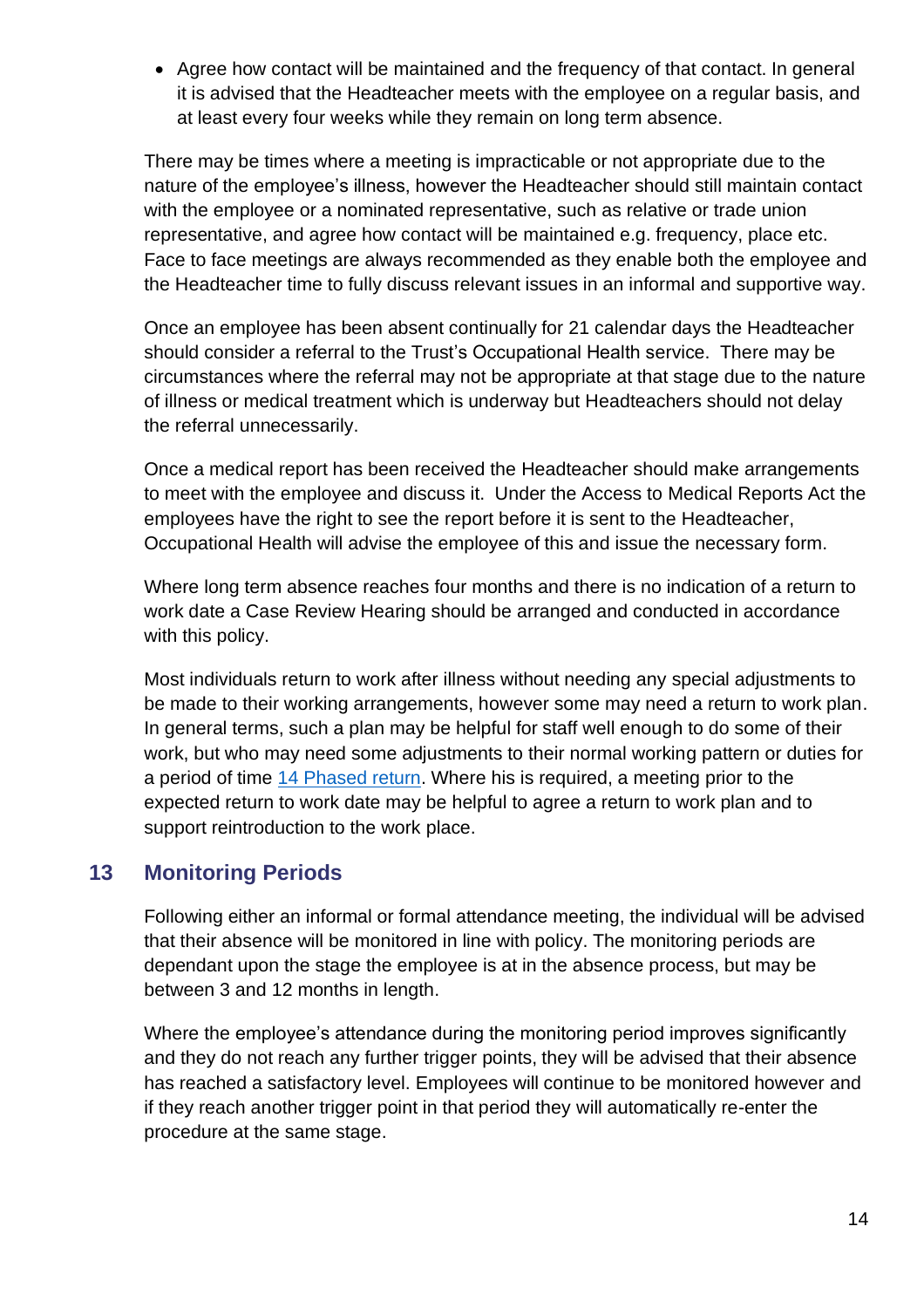- Agree how contact will be maintained and the frequency of that contact. In general it is advised that the Headteacher meets with the employee on a regular basis, and at least every four weeks while they remain on long term absence.

There may be times where a meeting is impracticable or not appropriate due to the nature of the employee's illness, however the Headteacher should still maintain contact with the employee or a nominated representative, such as relative or trade union representative, and agree how contact will be maintained e.g. frequency, place etc. Face to face meetings are always recommended as they enable both the employee and the Headteacher time to fully discuss relevant issues in an informal and supportive way.

Once an employee has been absent continually for 21 calendar days the Headteacher should consider a referral to the Trust's Occupational Health service. There may be circumstances where the referral may not be appropriate at that stage due to the nature of illness or medical treatment which is underway but Headteachers should not delay the referral unnecessarily.

Once a medical report has been received the Headteacher should make arrangements to meet with the employee and discuss it. Under the Access to Medical Reports Act the employees have the right to see the report before it is sent to the Headteacher, Occupational Health will advise the employee of this and issue the necessary form.

Where long term absence reaches four months and there is no indication of a return to work date a Case Review Hearing should be arranged and conducted in accordance with this policy.

Most individuals return to work after illness without needing any special adjustments to be made to their working arrangements, however some may need a return to work plan. In general terms, such a plan may be helpful for staff well enough to do some of their work, but who may need some adjustments to their normal working pattern or duties for a period of time 14 Phased return. Where his is required, a meeting prior to the expected return to work date may be helpful to agree a return to work plan and to support reintroduction to the work place.

## 13 Monitoring Periods

Following either an informal or formal attendance meeting, the individual will be advised that their absence will be monitored in line with policy. The monitoring periods are dependant upon the stage the employee is at in the absence process, but may be between 3 and 12 months in length.

Where the employee's attendance during the monitoring period improves significantly and they do not reach any further trigger points, they will be advised that their absence has reached a satisfactory level. Employees will continue to be monitored however and if they reach another trigger point in that period they will automatically re-enter the procedure at the same stage.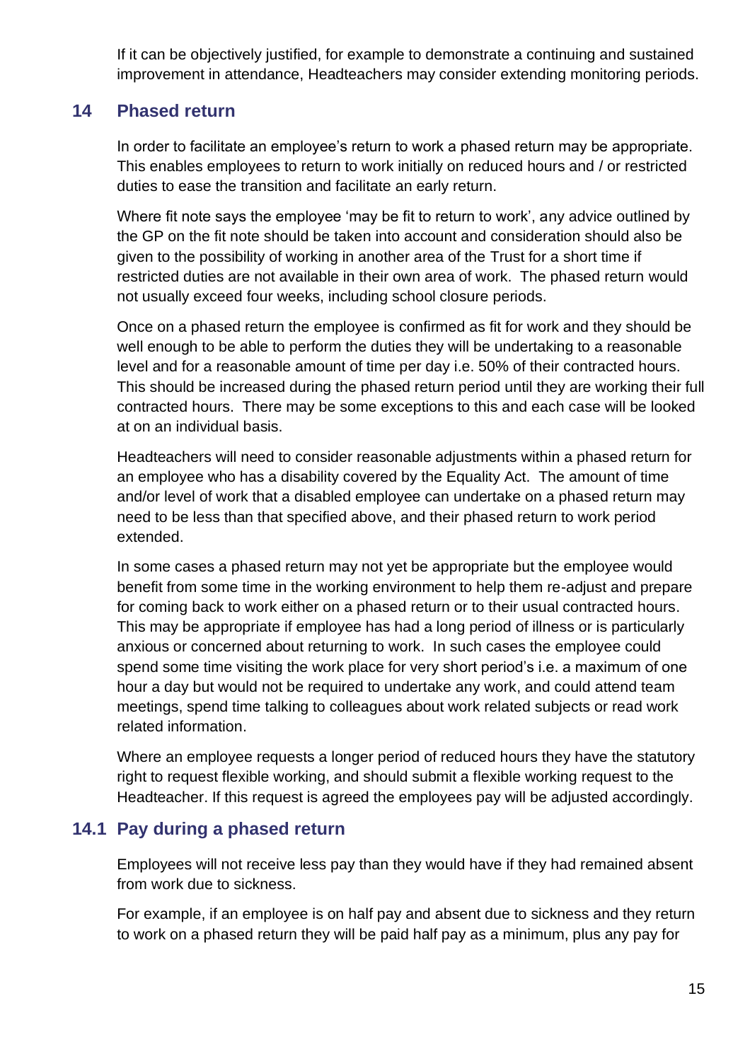If it can be objectively justified, for example to demonstrate a continuing and sustained improvement in attendance, Headteachers may consider extending monitoring periods.

## 14 Phased return

In order to facilitate an employee's return to work a phased return may be appropriate. This enables employees to return to work initially on reduced hours and / or restricted duties to ease the transition and facilitate an early return.

Where fit note says the employee 'may be fit to return to work', any advice outlined by the GP on the fit note should be taken into account and consideration should also be given to the possibility of working in another area of the Trust for a short time if restricted duties are not available in their own area of work. The phased return would not usually exceed four weeks, including school closure periods.

Once on a phased return the employee is confirmed as fit for work and they should be well enough to be able to perform the duties they will be undertaking to a reasonable level and for a reasonable amount of time per day i.e. 50% of their contracted hours. This should be increased during the phased return period until they are working their full contracted hours. There may be some exceptions to this and each case will be looked at on an individual basis.

Headteachers will need to consider reasonable adjustments within a phased return for an employee who has a disability covered by the Equality Act. The amount of time and/or level of work that a disabled employee can undertake on a phased return may need to be less than that specified above, and their phased return to work period extended.

In some cases a phased return may not yet be appropriate but the employee would benefit from some time in the working environment to help them re-adjust and prepare for coming back to work either on a phased return or to their usual contracted hours. This may be appropriate if employee has had a long period of illness or is particularly anxious or concerned about returning to work. In such cases the employee could spend some time visiting the work place for very short period's i.e. a maximum of one hour a day but would not be required to undertake any work, and could attend team meetings, spend time talking to colleagues about work related subjects or read work related information.

Where an employee requests a longer period of reduced hours they have the statutory right to request flexible working, and should submit a flexible working request to the Headteacher. If this request is agreed the employees pay will be adjusted accordingly.

### 14.1 Pay during a phased return

Employees will not receive less pay than they would have if they had remained absent from work due to sickness.

For example, if an employee is on half pay and absent due to sickness and they return to work on a phased return they will be paid half pay as a minimum, plus any pay for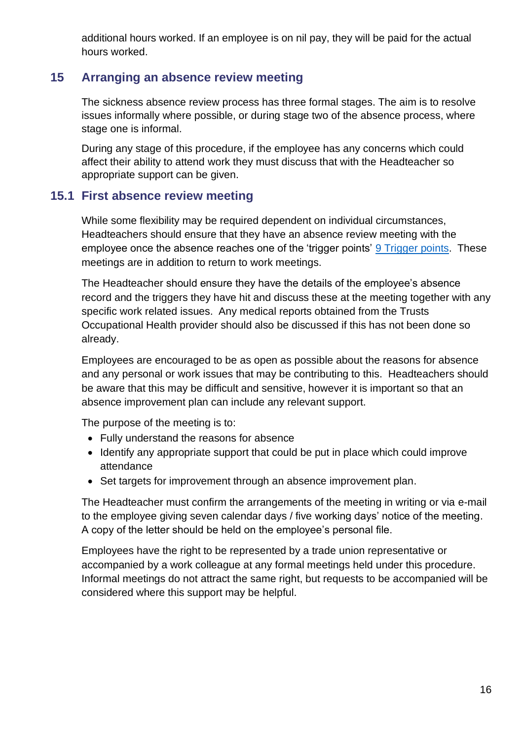additional hours worked. If an employee is on nil pay, they will be paid for the actual hours worked.

## 15 Arranging an absence review meeting

The sickness absence review process has three formal stages. The aim is to resolve issues informally where possible, or during stage two of the absence process, where stage one is informal.

During any stage of this procedure, if the employee has any concerns which could affect their ability to attend work they must discuss that with the Headteacher so appropriate support can be given.

### 15.1 First absence review meeting

While some flexibility may be required dependent on individual circumstances, Headteachers should ensure that they have an absence review meeting with the employee once the absence reaches one of the 'trigger points' [9 Trigger points](#). These meetings are in addition to return to work meetings.

The Headteacher should ensure they have the details of the employee's absence record and the triggers they have hit and discuss these at the meeting together with any specific work related issues. Any medical reports obtained from the Trusts Occupational Health provider should also be discussed if this has not been done so already.

Employees are encouraged to be as open as possible about the reasons for absence and any personal or work issues that may be contributing to this. Headteachers should be aware that this may be difficult and sensitive, however it is important so that an absence improvement plan can include any relevant support.

The purpose of the meeting is to:

- Fully understand the reasons for absence
- Identify any appropriate support that could be put in place which could improve attendance
- Set targets for improvement through an absence improvement plan.

The Headteacher must confirm the arrangements of the meeting in writing or via e-mail to the employee giving seven calendar days / five working days' notice of the meeting. A copy of the letter should be held on the employee's personal file.

Employees have the right to be represented by a trade union representative or accompanied by a work colleague at any formal meetings held under this procedure. Informal meetings do not attract the same right, but requests to be accompanied will be considered where this support may be helpful.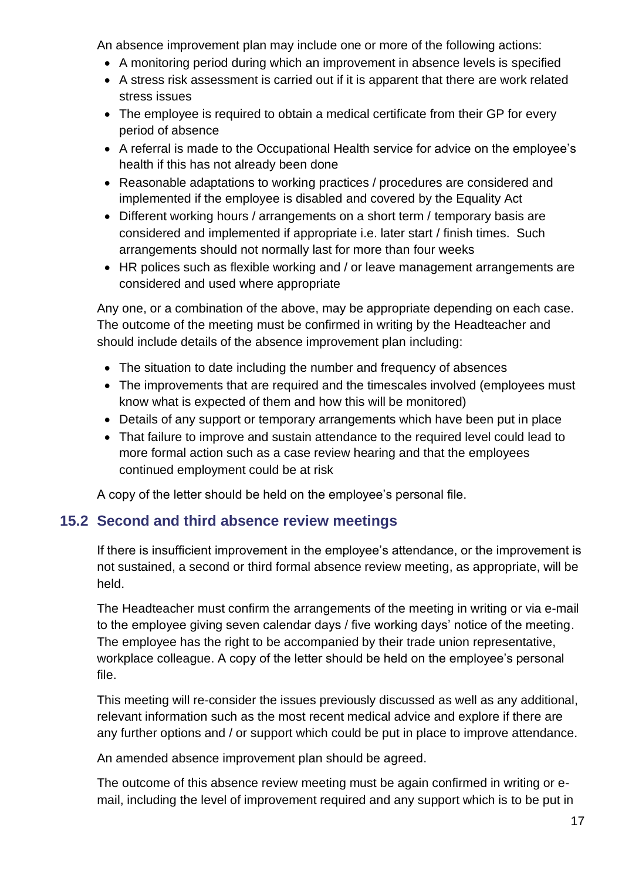An absence improvement plan may include one or more of the following actions:

- A monitoring period during which an improvement in absence levels is specified
- A stress risk assessment is carried out if it is apparent that there are work related stress issues
- The employee is required to obtain a medical certificate from their GP for every period of absence
- A referral is made to the Occupational Health service for advice on the employee's health if this has not already been done
- Reasonable adaptations to working practices / procedures are considered and implemented if the employee is disabled and covered by the Equality Act
- Different working hours / arrangements on a short term / temporary basis are considered and implemented if appropriate i.e. later start / finish times. Such arrangements should not normally last for more than four weeks
- HR polices such as flexible working and / or leave management arrangements are considered and used where appropriate

Any one, or a combination of the above, may be appropriate depending on each case. The outcome of the meeting must be confirmed in writing by the Headteacher and should include details of the absence improvement plan including:

- The situation to date including the number and frequency of absences
- The improvements that are required and the timescales involved (employees must know what is expected of them and how this will be monitored)
- Details of any support or temporary arrangements which have been put in place
- That failure to improve and sustain attendance to the required level could lead to more formal action such as a case review hearing and that the employees continued employment could be at risk

A copy of the letter should be held on the employee's personal file.

## 15.2 Second and third absence review meetings

If there is insufficient improvement in the employee's attendance, or the improvement is not sustained, a second or third formal absence review meeting, as appropriate, will be held.

The Headteacher must confirm the arrangements of the meeting in writing or via e-mail to the employee giving seven calendar days / five working days' notice of the meeting. The employee has the right to be accompanied by their trade union representative, workplace colleague. A copy of the letter should be held on the employee's personal file.

This meeting will re-consider the issues previously discussed as well as any additional, relevant information such as the most recent medical advice and explore if there are any further options and / or support which could be put in place to improve attendance.

An amended absence improvement plan should be agreed.

The outcome of this absence review meeting must be again confirmed in writing or e-mail, including the level of improvement required and any support which is to be put in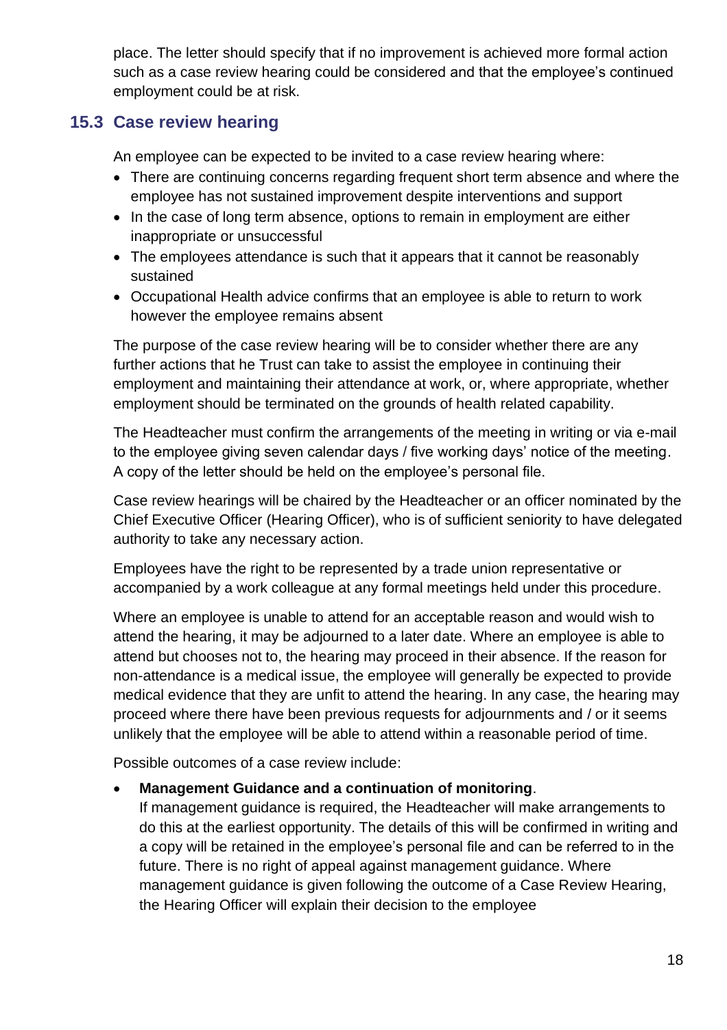place. The letter should specify that if no improvement is achieved more formal action such as a case review hearing could be considered and that the employee's continued employment could be at risk.

## 15.3 Case review hearing

An employee can be expected to be invited to a case review hearing where:

- There are continuing concerns regarding frequent short term absence and where the employee has not sustained improvement despite interventions and support
- In the case of long term absence, options to remain in employment are either inappropriate or unsuccessful
- The employees attendance is such that it appears that it cannot be reasonably sustained
- Occupational Health advice confirms that an employee is able to return to work however the employee remains absent

The purpose of the case review hearing will be to consider whether there are any further actions that he Trust can take to assist the employee in continuing their employment and maintaining their attendance at work, or, where appropriate, whether employment should be terminated on the grounds of health related capability.

The Headteacher must confirm the arrangements of the meeting in writing or via e-mail to the employee giving seven calendar days / five working days' notice of the meeting. A copy of the letter should be held on the employee's personal file.

Case review hearings will be chaired by the Headteacher or an officer nominated by the Chief Executive Officer (Hearing Officer), who is of sufficient seniority to have delegated authority to take any necessary action.

Employees have the right to be represented by a trade union representative or accompanied by a work colleague at any formal meetings held under this procedure.

Where an employee is unable to attend for an acceptable reason and would wish to attend the hearing, it may be adjourned to a later date. Where an employee is able to attend but chooses not to, the hearing may proceed in their absence. If the reason for non-attendance is a medical issue, the employee will generally be expected to provide medical evidence that they are unfit to attend the hearing. In any case, the hearing may proceed where there have been previous requests for adjournments and / or it seems unlikely that the employee will be able to attend within a reasonable period of time.

Possible outcomes of a case review include:

- **Management Guidance and a continuation of monitoring**.
  If management guidance is required, the Headteacher will make arrangements to do this at the earliest opportunity. The details of this will be confirmed in writing and a copy will be retained in the employee's personal file and can be referred to in the future. There is no right of appeal against management guidance. Where management guidance is given following the outcome of a Case Review Hearing, the Hearing Officer will explain their decision to the employee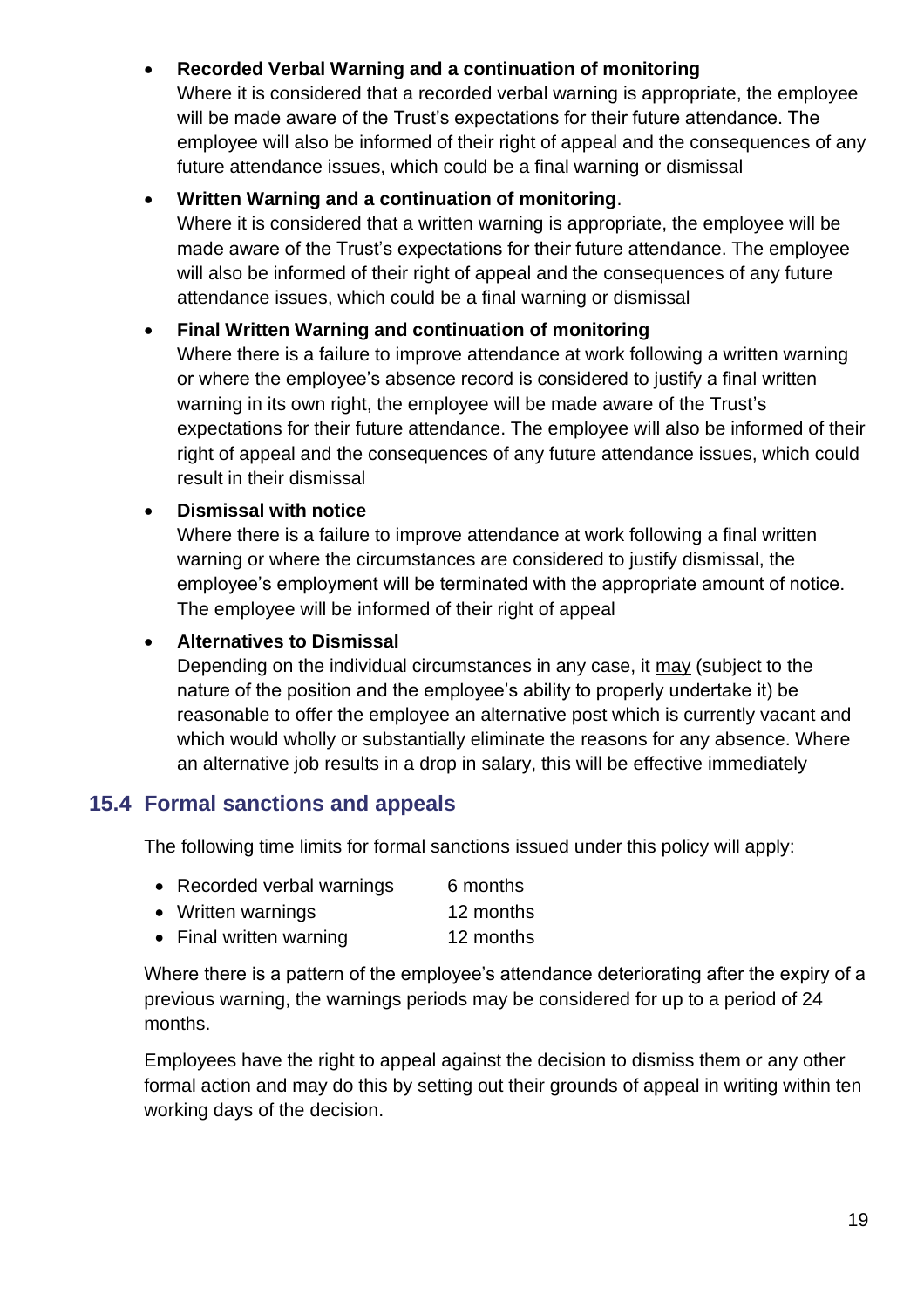- **Recorded Verbal Warning and a continuation of monitoring**
  Where it is considered that a recorded verbal warning is appropriate, the employee will be made aware of the Trust's expectations for their future attendance. The employee will also be informed of their right of appeal and the consequences of any future attendance issues, which could be a final warning or dismissal

- **Written Warning and a continuation of monitoring**.
  Where it is considered that a written warning is appropriate, the employee will be made aware of the Trust's expectations for their future attendance. The employee will also be informed of their right of appeal and the consequences of any future attendance issues, which could be a final warning or dismissal

- **Final Written Warning and continuation of monitoring**
  Where there is a failure to improve attendance at work following a written warning or where the employee's absence record is considered to justify a final written warning in its own right, the employee will be made aware of the Trust's expectations for their future attendance. The employee will also be informed of their right of appeal and the consequences of any future attendance issues, which could result in their dismissal

- **Dismissal with notice**
  Where there is a failure to improve attendance at work following a final written warning or where the circumstances are considered to justify dismissal, the employee's employment will be terminated with the appropriate amount of notice. The employee will be informed of their right of appeal

- **Alternatives to Dismissal**
  Depending on the individual circumstances in any case, it may (subject to the nature of the position and the employee's ability to properly undertake it) be reasonable to offer the employee an alternative post which is currently vacant and which would wholly or substantially eliminate the reasons for any absence. Where an alternative job results in a drop in salary, this will be effective immediately

## 15.4 Formal sanctions and appeals

The following time limits for formal sanctions issued under this policy will apply:

- Recorded verbal warnings 6 months
- Written warnings 12 months
- Final written warning 12 months

Where there is a pattern of the employee's attendance deteriorating after the expiry of a previous warning, the warnings periods may be considered for up to a period of 24 months.

Employees have the right to appeal against the decision to dismiss them or any other formal action and may do this by setting out their grounds of appeal in writing within ten working days of the decision.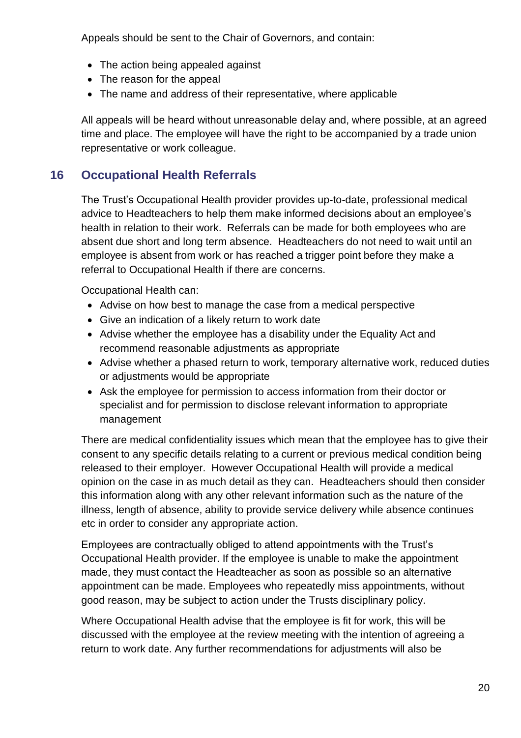Appeals should be sent to the Chair of Governors, and contain:

- The action being appealed against
- The reason for the appeal
- The name and address of their representative, where applicable

All appeals will be heard without unreasonable delay and, where possible, at an agreed time and place. The employee will have the right to be accompanied by a trade union representative or work colleague.

## 16 Occupational Health Referrals

The Trust's Occupational Health provider provides up-to-date, professional medical advice to Headteachers to help them make informed decisions about an employee's health in relation to their work. Referrals can be made for both employees who are absent due short and long term absence. Headteachers do not need to wait until an employee is absent from work or has reached a trigger point before they make a referral to Occupational Health if there are concerns.

Occupational Health can:

- Advise on how best to manage the case from a medical perspective
- Give an indication of a likely return to work date
- Advise whether the employee has a disability under the Equality Act and recommend reasonable adjustments as appropriate
- Advise whether a phased return to work, temporary alternative work, reduced duties or adjustments would be appropriate
- Ask the employee for permission to access information from their doctor or specialist and for permission to disclose relevant information to appropriate management

There are medical confidentiality issues which mean that the employee has to give their consent to any specific details relating to a current or previous medical condition being released to their employer. However Occupational Health will provide a medical opinion on the case in as much detail as they can. Headteachers should then consider this information along with any other relevant information such as the nature of the illness, length of absence, ability to provide service delivery while absence continues etc in order to consider any appropriate action.

Employees are contractually obliged to attend appointments with the Trust's Occupational Health provider. If the employee is unable to make the appointment made, they must contact the Headteacher as soon as possible so an alternative appointment can be made. Employees who repeatedly miss appointments, without good reason, may be subject to action under the Trusts disciplinary policy.

Where Occupational Health advise that the employee is fit for work, this will be discussed with the employee at the review meeting with the intention of agreeing a return to work date. Any further recommendations for adjustments will also be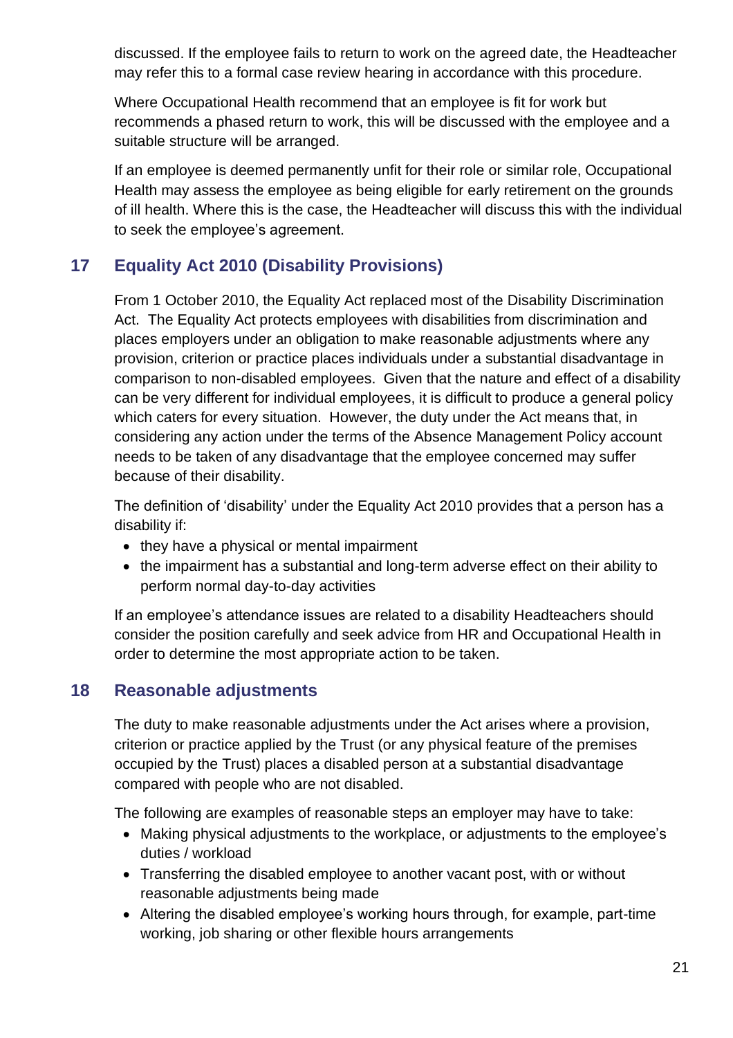discussed. If the employee fails to return to work on the agreed date, the Headteacher may refer this to a formal case review hearing in accordance with this procedure.

Where Occupational Health recommend that an employee is fit for work but recommends a phased return to work, this will be discussed with the employee and a suitable structure will be arranged.

If an employee is deemed permanently unfit for their role or similar role, Occupational Health may assess the employee as being eligible for early retirement on the grounds of ill health. Where this is the case, the Headteacher will discuss this with the individual to seek the employee's agreement.

## 17 Equality Act 2010 (Disability Provisions)

From 1 October 2010, the Equality Act replaced most of the Disability Discrimination Act. The Equality Act protects employees with disabilities from discrimination and places employers under an obligation to make reasonable adjustments where any provision, criterion or practice places individuals under a substantial disadvantage in comparison to non-disabled employees. Given that the nature and effect of a disability can be very different for individual employees, it is difficult to produce a general policy which caters for every situation. However, the duty under the Act means that, in considering any action under the terms of the Absence Management Policy account needs to be taken of any disadvantage that the employee concerned may suffer because of their disability.

The definition of 'disability' under the Equality Act 2010 provides that a person has a disability if:

- they have a physical or mental impairment
- the impairment has a substantial and long-term adverse effect on their ability to perform normal day-to-day activities

If an employee's attendance issues are related to a disability Headteachers should consider the position carefully and seek advice from HR and Occupational Health in order to determine the most appropriate action to be taken.

## 18 Reasonable adjustments

The duty to make reasonable adjustments under the Act arises where a provision, criterion or practice applied by the Trust (or any physical feature of the premises occupied by the Trust) places a disabled person at a substantial disadvantage compared with people who are not disabled.

The following are examples of reasonable steps an employer may have to take:

- Making physical adjustments to the workplace, or adjustments to the employee's duties / workload
- Transferring the disabled employee to another vacant post, with or without reasonable adjustments being made
- Altering the disabled employee's working hours through, for example, part-time working, job sharing or other flexible hours arrangements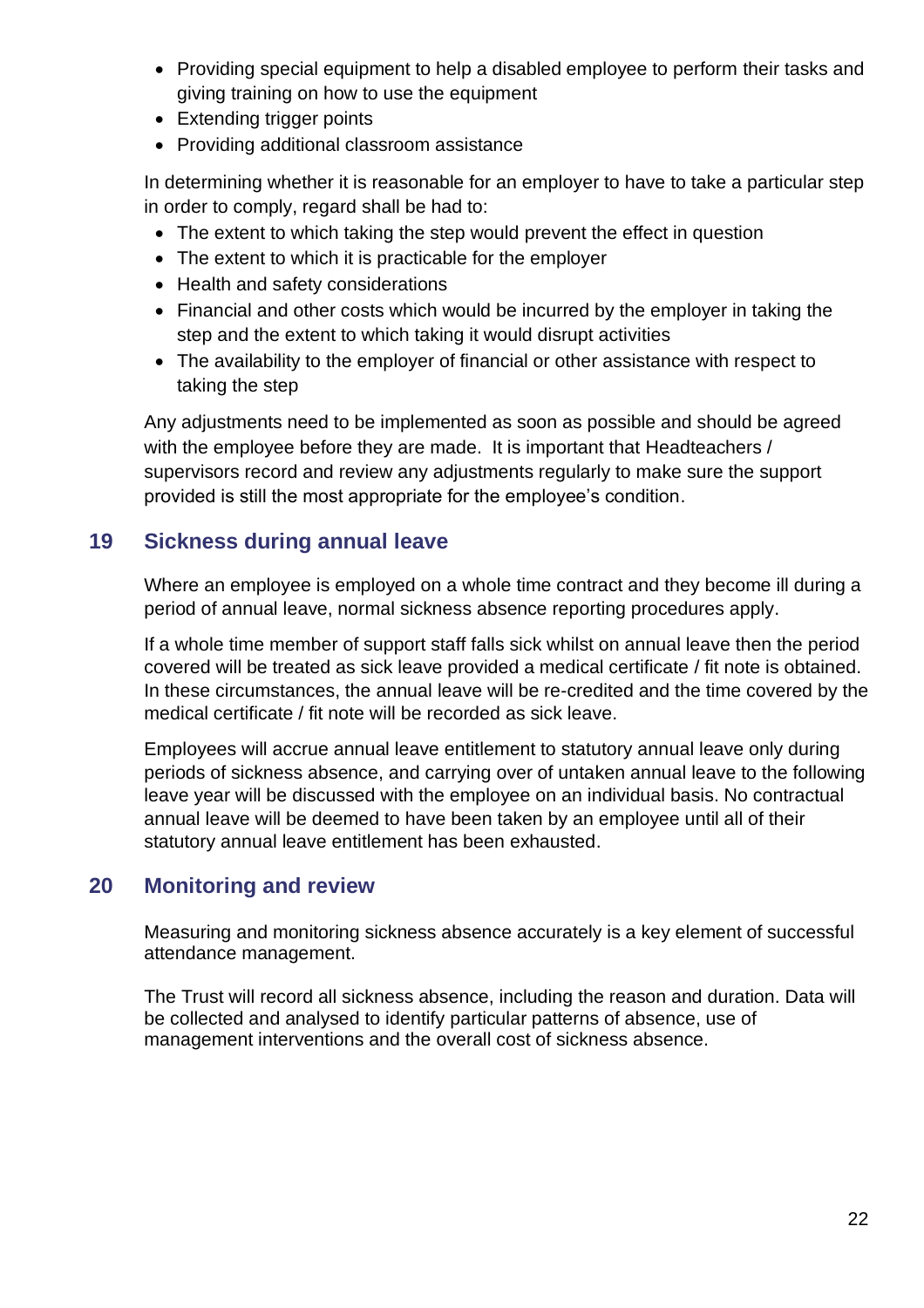- Providing special equipment to help a disabled employee to perform their tasks and giving training on how to use the equipment
- Extending trigger points
- Providing additional classroom assistance

In determining whether it is reasonable for an employer to have to take a particular step in order to comply, regard shall be had to:

- The extent to which taking the step would prevent the effect in question
- The extent to which it is practicable for the employer
- Health and safety considerations
- Financial and other costs which would be incurred by the employer in taking the step and the extent to which taking it would disrupt activities
- The availability to the employer of financial or other assistance with respect to taking the step

Any adjustments need to be implemented as soon as possible and should be agreed with the employee before they are made. It is important that Headteachers / supervisors record and review any adjustments regularly to make sure the support provided is still the most appropriate for the employee's condition.

## 19 Sickness during annual leave

Where an employee is employed on a whole time contract and they become ill during a period of annual leave, normal sickness absence reporting procedures apply.

If a whole time member of support staff falls sick whilst on annual leave then the period covered will be treated as sick leave provided a medical certificate / fit note is obtained. In these circumstances, the annual leave will be re-credited and the time covered by the medical certificate / fit note will be recorded as sick leave.

Employees will accrue annual leave entitlement to statutory annual leave only during periods of sickness absence, and carrying over of untaken annual leave to the following leave year will be discussed with the employee on an individual basis. No contractual annual leave will be deemed to have been taken by an employee until all of their statutory annual leave entitlement has been exhausted.

## 20 Monitoring and review

Measuring and monitoring sickness absence accurately is a key element of successful attendance management.

The Trust will record all sickness absence, including the reason and duration. Data will be collected and analysed to identify particular patterns of absence, use of management interventions and the overall cost of sickness absence.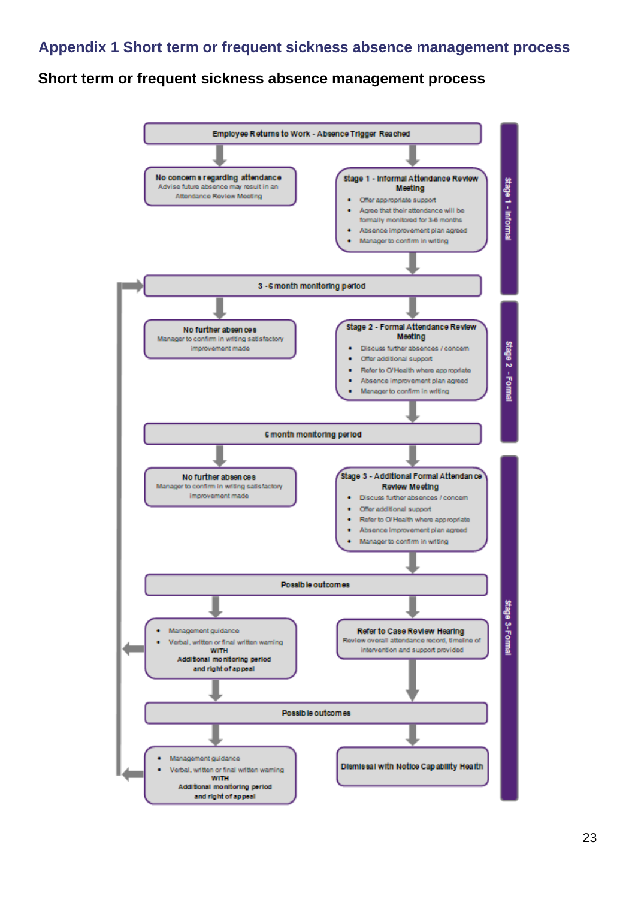## Appendix 1 Short term or frequent sickness absence management process

### Short term or frequent sickness absence management process

**Stage 1 - Informal**

**Employee Returns to Work - Absence Trigger Reached**

**No concerns regarding attendance**
Advise future absence may result in an Attendance Review Meeting

**Stage 1 - Informal Attendance Review Meeting**

- Offer appropriate support
- Agree that their attendance will be formally monitored for 3-6 months
- Absence improvement plan agreed
- Manager to confirm in writing

**Stage 2 - Formal**

**3 - 6 month monitoring period**

**No further absences**
Manager to confirm in writing satisfactory improvement made

**Stage 2 - Formal Attendance Review Meeting**

- Discuss further absences / concern
- Offer additional support
- Refer to O/Health where appropriate
- Absence improvement plan agreed
- Manager to confirm in writing

**Stage 3 - Formal**

**6 month monitoring period**

**No further absences**
Manager to confirm in writing satisfactory improvement made

**Stage 3 - Additional Formal Attendance Review Meeting**

- Discuss further absences / concern
- Offer additional support
- Refer to O/Health where appropriate
- Absence improvement plan agreed
- Manager to confirm in writing

**Possible outcomes**

- Management guidance
- Verbal, written or final written warning

**WITH**
**Additional monitoring period and right of appeal**

**Refer to Case Review Hearing**
Review overall attendance record, timeline of intervention and support provided

**Possible outcomes**

- Management guidance
- Verbal, written or final written warning

**WITH**
**Additional monitoring period and right of appeal**

**Dismissal with Notice Capability Health**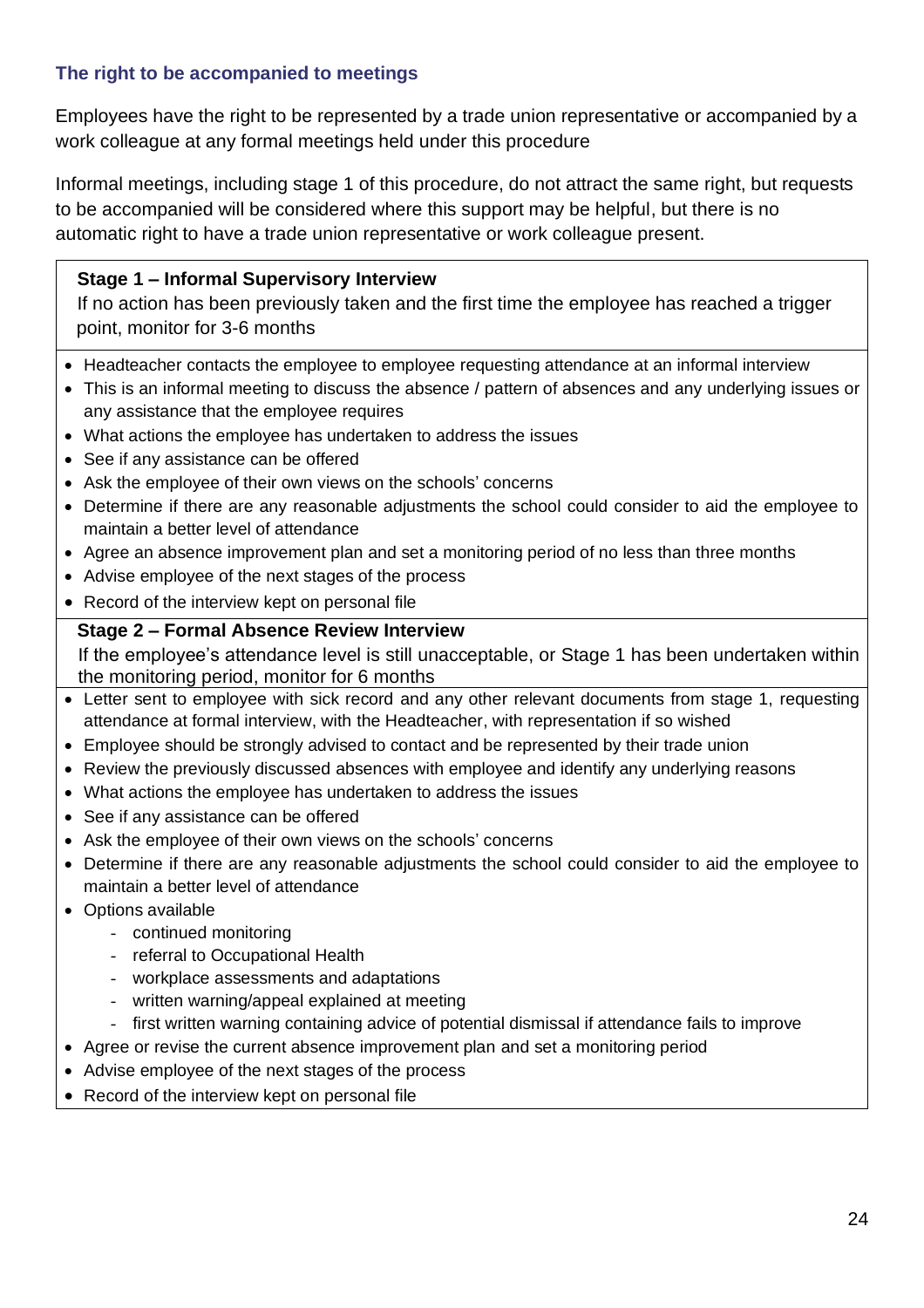### The right to be accompanied to meetings

Employees have the right to be represented by a trade union representative or accompanied by a work colleague at any formal meetings held under this procedure

Informal meetings, including stage 1 of this procedure, do not attract the same right, but requests to be accompanied will be considered where this support may be helpful, but there is no automatic right to have a trade union representative or work colleague present.

**Stage 1 – Informal Supervisory Interview**

If no action has been previously taken and the first time the employee has reached a trigger point, monitor for 3-6 months

- Headteacher contacts the employee to employee requesting attendance at an informal interview
- This is an informal meeting to discuss the absence / pattern of absences and any underlying issues or any assistance that the employee requires
- What actions the employee has undertaken to address the issues
- See if any assistance can be offered
- Ask the employee of their own views on the schools' concerns
- Determine if there are any reasonable adjustments the school could consider to aid the employee to maintain a better level of attendance
- Agree an absence improvement plan and set a monitoring period of no less than three months
- Advise employee of the next stages of the process
- Record of the interview kept on personal file

**Stage 2 – Formal Absence Review Interview**

If the employee's attendance level is still unacceptable, or Stage 1 has been undertaken within the monitoring period, monitor for 6 months

- Letter sent to employee with sick record and any other relevant documents from stage 1, requesting attendance at formal interview, with the Headteacher, with representation if so wished
- Employee should be strongly advised to contact and be represented by their trade union
- Review the previously discussed absences with employee and identify any underlying reasons
- What actions the employee has undertaken to address the issues
- See if any assistance can be offered
- Ask the employee of their own views on the schools' concerns
- Determine if there are any reasonable adjustments the school could consider to aid the employee to maintain a better level of attendance
- Options available
  - continued monitoring
  - referral to Occupational Health
  - workplace assessments and adaptations
  - written warning/appeal explained at meeting
  - first written warning containing advice of potential dismissal if attendance fails to improve
- Agree or revise the current absence improvement plan and set a monitoring period
- Advise employee of the next stages of the process
- Record of the interview kept on personal file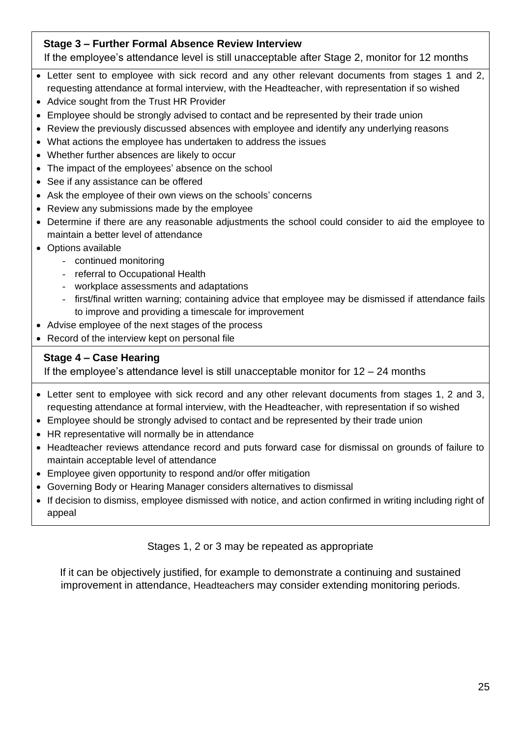**Stage 3 – Further Formal Absence Review Interview**

If the employee's attendance level is still unacceptable after Stage 2, monitor for 12 months

- Letter sent to employee with sick record and any other relevant documents from stages 1 and 2, requesting attendance at formal interview, with the Headteacher, with representation if so wished
- Advice sought from the Trust HR Provider
- Employee should be strongly advised to contact and be represented by their trade union
- Review the previously discussed absences with employee and identify any underlying reasons
- What actions the employee has undertaken to address the issues
- Whether further absences are likely to occur
- The impact of the employees' absence on the school
- See if any assistance can be offered
- Ask the employee of their own views on the schools' concerns
- Review any submissions made by the employee
- Determine if there are any reasonable adjustments the school could consider to aid the employee to maintain a better level of attendance
- Options available
  - continued monitoring
  - referral to Occupational Health
  - workplace assessments and adaptations
  - first/final written warning; containing advice that employee may be dismissed if attendance fails to improve and providing a timescale for improvement
- Advise employee of the next stages of the process
- Record of the interview kept on personal file

**Stage 4 – Case Hearing**

If the employee's attendance level is still unacceptable monitor for 12 – 24 months

- Letter sent to employee with sick record and any other relevant documents from stages 1, 2 and 3, requesting attendance at formal interview, with the Headteacher, with representation if so wished
- Employee should be strongly advised to contact and be represented by their trade union
- HR representative will normally be in attendance
- Headteacher reviews attendance record and puts forward case for dismissal on grounds of failure to maintain acceptable level of attendance
- Employee given opportunity to respond and/or offer mitigation
- Governing Body or Hearing Manager considers alternatives to dismissal
- If decision to dismiss, employee dismissed with notice, and action confirmed in writing including right of appeal

Stages 1, 2 or 3 may be repeated as appropriate

If it can be objectively justified, for example to demonstrate a continuing and sustained improvement in attendance, Headteachers may consider extending monitoring periods.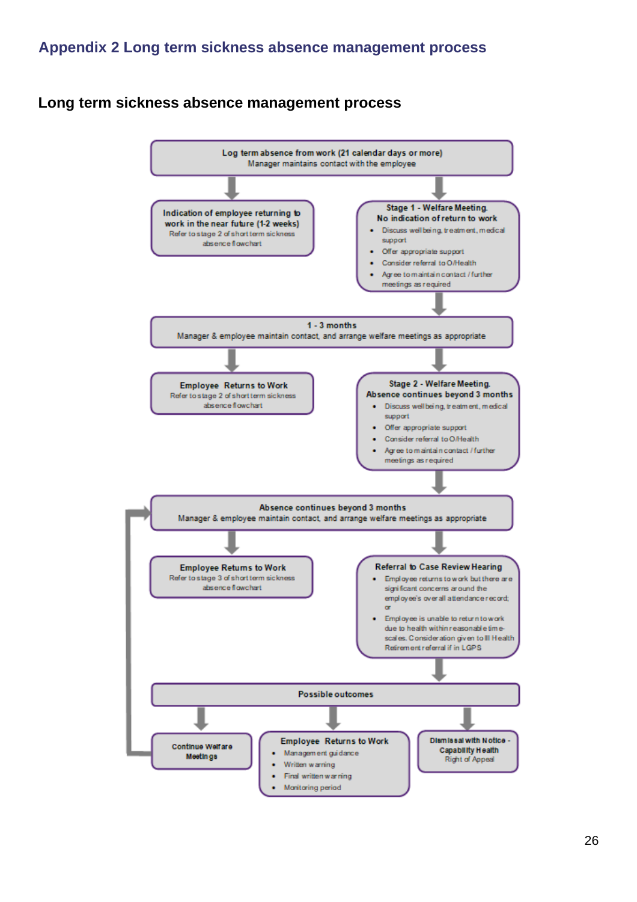## Appendix 2 Long term sickness absence management process

### Long term sickness absence management process

**Log term absence from work (21 calendar days or more)**
Manager maintains contact with the employee

**Indication of employee returning to work in the near future (1-2 weeks)**
Refer to stage 2 of short term sickness absence flowchart

**Stage 1 - Welfare Meeting. No indication of return to work**

- Discuss wellbeing, treatment, medical support
- Offer appropriate support
- Consider referral to O/Health
- Agree to maintain contact / further meetings as required

**1 - 3 months**
Manager & employee maintain contact, and arrange welfare meetings as appropriate

**Employee Returns to Work**
Refer to stage 2 of short term sickness absence flowchart

**Stage 2 - Welfare Meeting. Absence continues beyond 3 months**

- Discuss wellbeing, treatment, medical support
- Offer appropriate support
- Consider referral to O/Health
- Agree to maintain contact / further meetings as required

**Absence continues beyond 3 months**
Manager & employee maintain contact, and arrange welfare meetings as appropriate

**Employee Returns to Work**
Refer to stage 3 of short term sickness absence flowchart

**Referral to Case Review Hearing**

- Employee returns to work but there are significant concerns around the employee's overall attendance record; or
- Employee is unable to return to work due to health within reasonable time-scales. Consideration given to Ill Health Retirement referral if in LGPS

**Possible outcomes**

**Continue Welfare Meetings** (returns to "Absence continues beyond 3 months")

**Employee Returns to Work**

- Management guidance
- Written warning
- Final written warning
- Monitoring period

**Dismissal with Notice - Capability Health**
Right of Appeal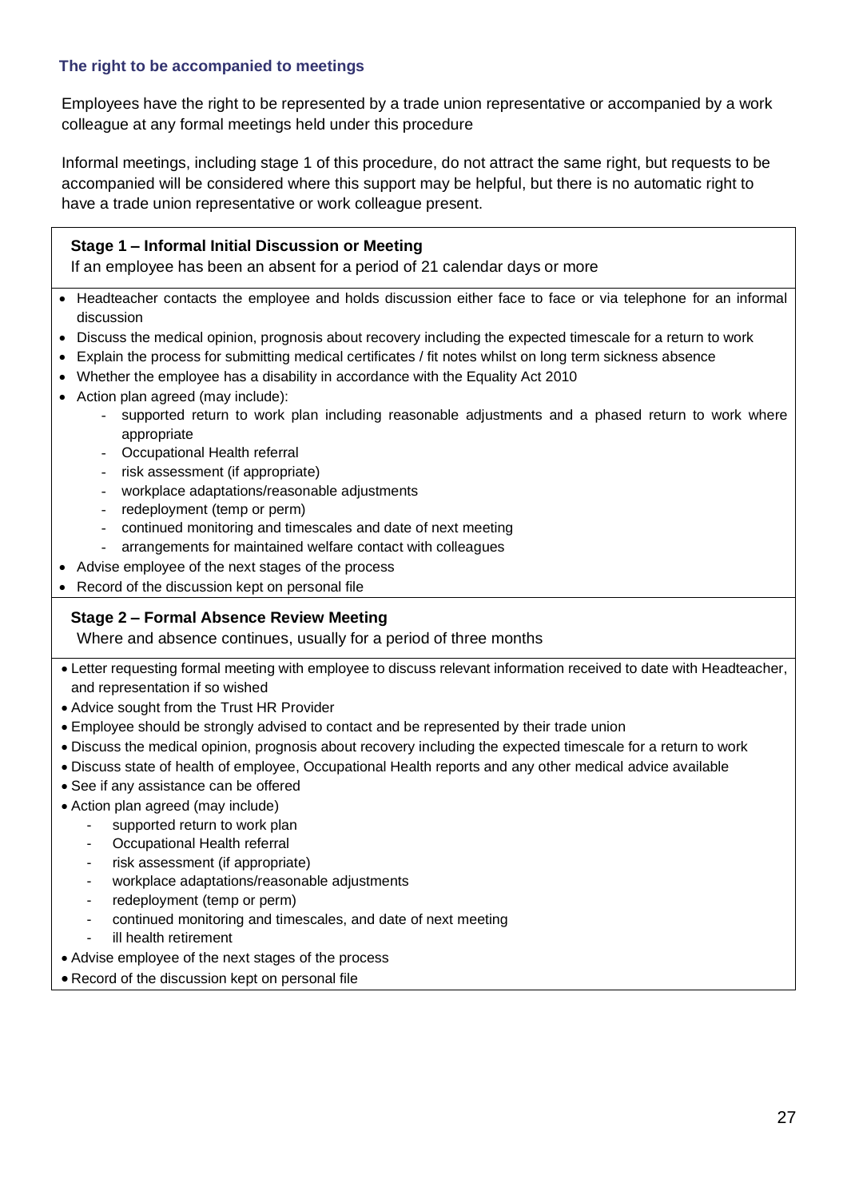### The right to be accompanied to meetings

Employees have the right to be represented by a trade union representative or accompanied by a work colleague at any formal meetings held under this procedure

Informal meetings, including stage 1 of this procedure, do not attract the same right, but requests to be accompanied will be considered where this support may be helpful, but there is no automatic right to have a trade union representative or work colleague present.

**Stage 1 – Informal Initial Discussion or Meeting**

If an employee has been an absent for a period of 21 calendar days or more

- Headteacher contacts the employee and holds discussion either face to face or via telephone for an informal discussion
- Discuss the medical opinion, prognosis about recovery including the expected timescale for a return to work
- Explain the process for submitting medical certificates / fit notes whilst on long term sickness absence
- Whether the employee has a disability in accordance with the Equality Act 2010
- Action plan agreed (may include):
  - supported return to work plan including reasonable adjustments and a phased return to work where appropriate
  - Occupational Health referral
  - risk assessment (if appropriate)
  - workplace adaptations/reasonable adjustments
  - redeployment (temp or perm)
  - continued monitoring and timescales and date of next meeting
  - arrangements for maintained welfare contact with colleagues
- Advise employee of the next stages of the process
- Record of the discussion kept on personal file

**Stage 2 – Formal Absence Review Meeting**

Where and absence continues, usually for a period of three months

- Letter requesting formal meeting with employee to discuss relevant information received to date with Headteacher, and representation if so wished
- Advice sought from the Trust HR Provider
- Employee should be strongly advised to contact and be represented by their trade union
- Discuss the medical opinion, prognosis about recovery including the expected timescale for a return to work
- Discuss state of health of employee, Occupational Health reports and any other medical advice available
- See if any assistance can be offered
- Action plan agreed (may include)
  - supported return to work plan
  - Occupational Health referral
  - risk assessment (if appropriate)
  - workplace adaptations/reasonable adjustments
  - redeployment (temp or perm)
  - continued monitoring and timescales, and date of next meeting
  - ill health retirement
- Advise employee of the next stages of the process
- Record of the discussion kept on personal file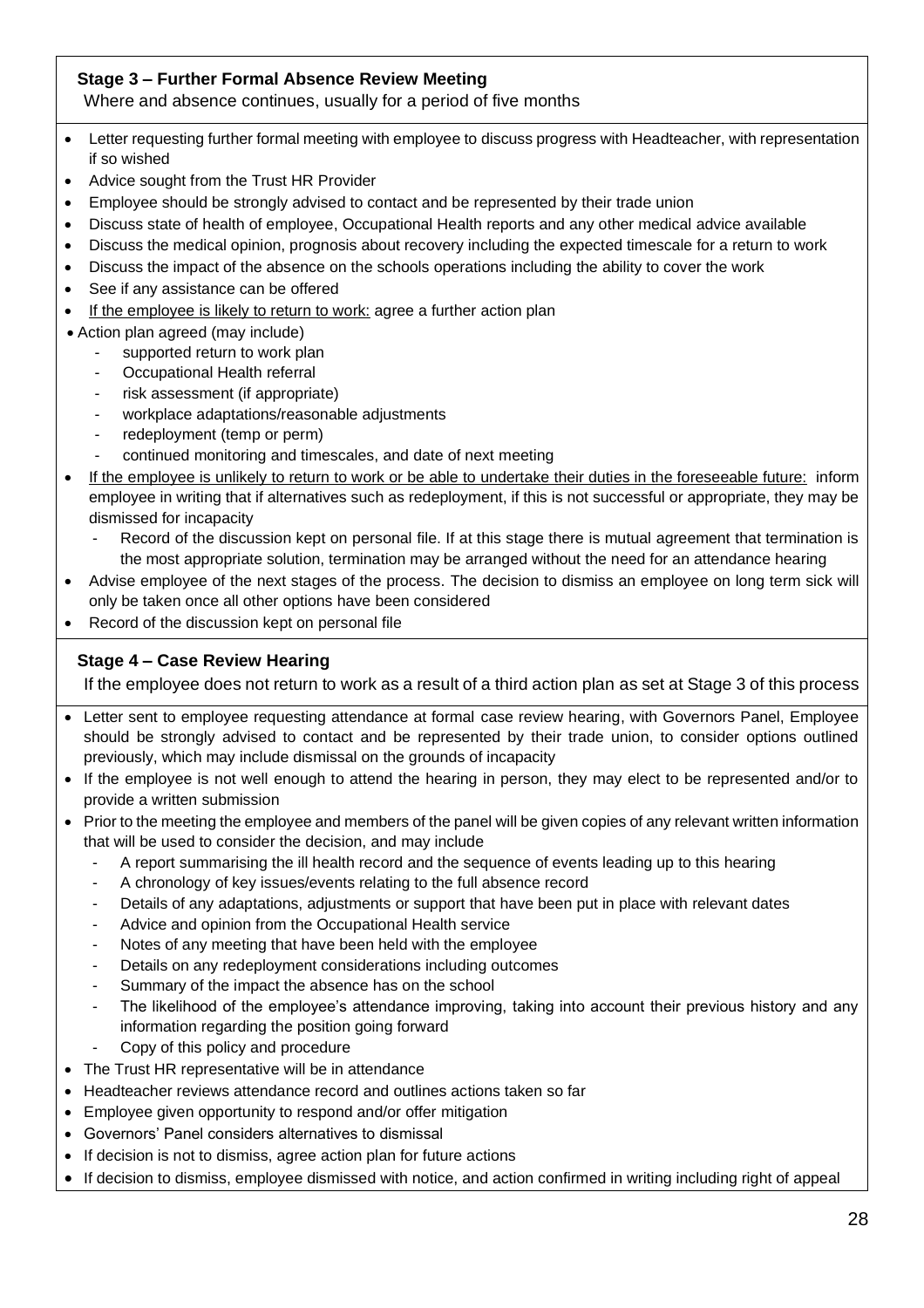**Stage 3 – Further Formal Absence Review Meeting**

Where and absence continues, usually for a period of five months

- Letter requesting further formal meeting with employee to discuss progress with Headteacher, with representation if so wished
- Advice sought from the Trust HR Provider
- Employee should be strongly advised to contact and be represented by their trade union
- Discuss state of health of employee, Occupational Health reports and any other medical advice available
- Discuss the medical opinion, prognosis about recovery including the expected timescale for a return to work
- Discuss the impact of the absence on the schools operations including the ability to cover the work
- See if any assistance can be offered
- <u>If the employee is likely to return to work:</u> agree a further action plan
- Action plan agreed (may include)
  - supported return to work plan
  - Occupational Health referral
  - risk assessment (if appropriate)
  - workplace adaptations/reasonable adjustments
  - redeployment (temp or perm)
  - continued monitoring and timescales, and date of next meeting
- <u>If the employee is unlikely to return to work or be able to undertake their duties in the foreseeable future:</u> inform employee in writing that if alternatives such as redeployment, if this is not successful or appropriate, they may be dismissed for incapacity
  - Record of the discussion kept on personal file. If at this stage there is mutual agreement that termination is the most appropriate solution, termination may be arranged without the need for an attendance hearing
- Advise employee of the next stages of the process. The decision to dismiss an employee on long term sick will only be taken once all other options have been considered
- Record of the discussion kept on personal file

**Stage 4 – Case Review Hearing**

If the employee does not return to work as a result of a third action plan as set at Stage 3 of this process

- Letter sent to employee requesting attendance at formal case review hearing, with Governors Panel, Employee should be strongly advised to contact and be represented by their trade union, to consider options outlined previously, which may include dismissal on the grounds of incapacity
- If the employee is not well enough to attend the hearing in person, they may elect to be represented and/or to provide a written submission
- Prior to the meeting the employee and members of the panel will be given copies of any relevant written information that will be used to consider the decision, and may include
  - A report summarising the ill health record and the sequence of events leading up to this hearing
  - A chronology of key issues/events relating to the full absence record
  - Details of any adaptations, adjustments or support that have been put in place with relevant dates
  - Advice and opinion from the Occupational Health service
  - Notes of any meeting that have been held with the employee
  - Details on any redeployment considerations including outcomes
  - Summary of the impact the absence has on the school
  - The likelihood of the employee's attendance improving, taking into account their previous history and any information regarding the position going forward
  - Copy of this policy and procedure
- The Trust HR representative will be in attendance
- Headteacher reviews attendance record and outlines actions taken so far
- Employee given opportunity to respond and/or offer mitigation
- Governors' Panel considers alternatives to dismissal
- If decision is not to dismiss, agree action plan for future actions
- If decision to dismiss, employee dismissed with notice, and action confirmed in writing including right of appeal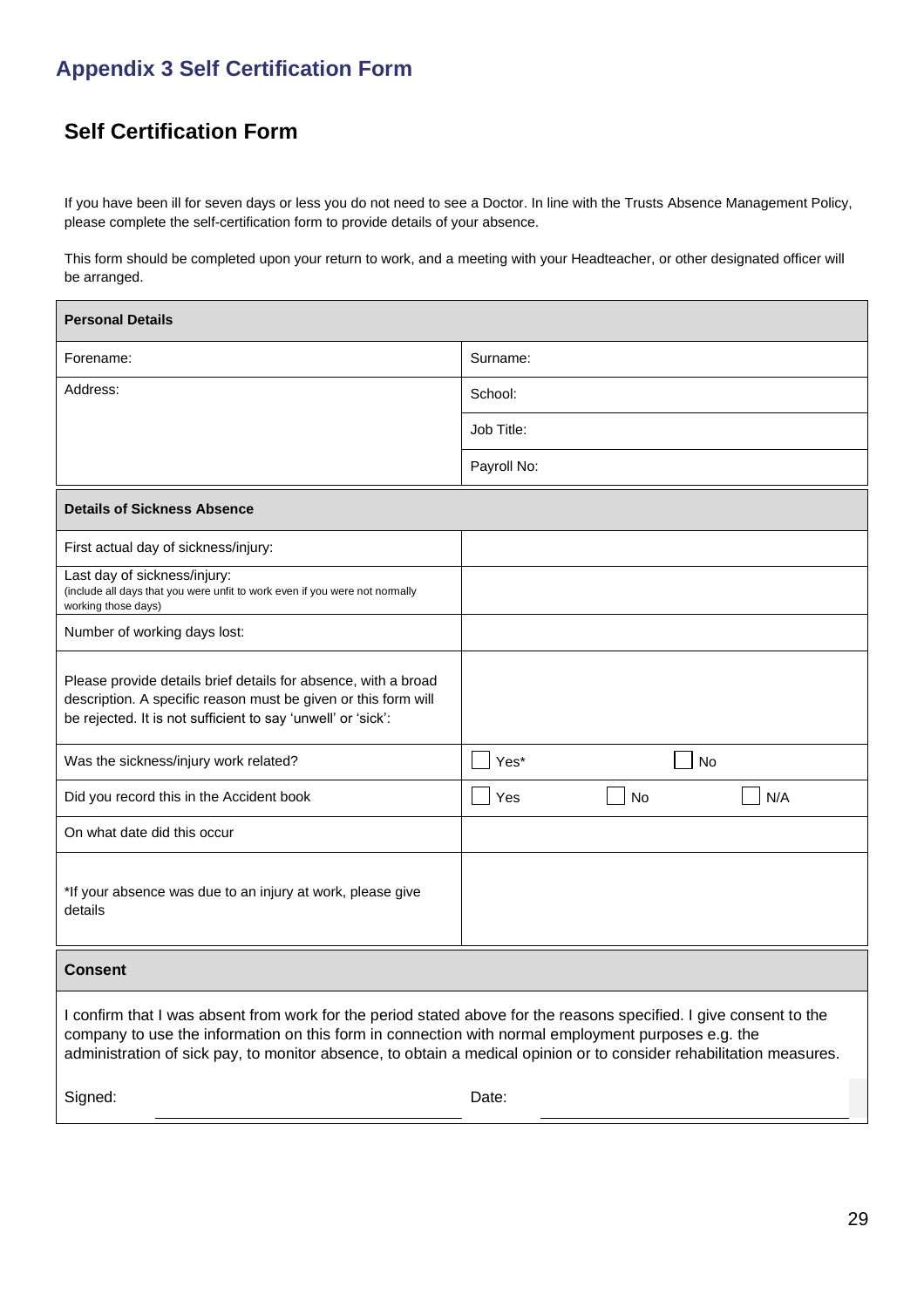## Appendix 3 Self Certification Form

### Self Certification Form

If you have been ill for seven days or less you do not need to see a Doctor. In line with the Trusts Absence Management Policy, please complete the self-certification form to provide details of your absence.

This form should be completed upon your return to work, and a meeting with your Headteacher, or other designated officer will be arranged.

| **Personal Details** | |
|---|---|
| Forename: | Surname: |
| Address: | School: |
| | Job Title: |
| | Payroll No: |

| **Details of Sickness Absence** | | | |
|---|---|---|---|
| First actual day of sickness/injury: | | | |
| Last day of sickness/injury: (include all days that you were unfit to work even if you were not normally working those days) | | | |
| Number of working days lost: | | | |
| Please provide details brief details for absence, with a broad description. A specific reason must be given or this form will be rejected. It is not sufficient to say 'unwell' or 'sick': | | | |
| Was the sickness/injury work related? | ☐ Yes* | ☐ No | |
| Did you record this in the Accident book | ☐ Yes | ☐ No | ☐ N/A |
| On what date did this occur | | | |
| *If your absence was due to an injury at work, please give details | | | |

**Consent**

I confirm that I was absent from work for the period stated above for the reasons specified. I give consent to the company to use the information on this form in connection with normal employment purposes e.g. the administration of sick pay, to monitor absence, to obtain a medical opinion or to consider rehabilitation measures.

Signed: \_\_\_\_\_\_\_\_\_\_\_\_\_\_\_\_\_\_\_\_\_\_\_\_\_\_\_\_ Date: \_\_\_\_\_\_\_\_\_\_\_\_\_\_\_\_\_\_\_\_\_\_\_\_\_\_\_\_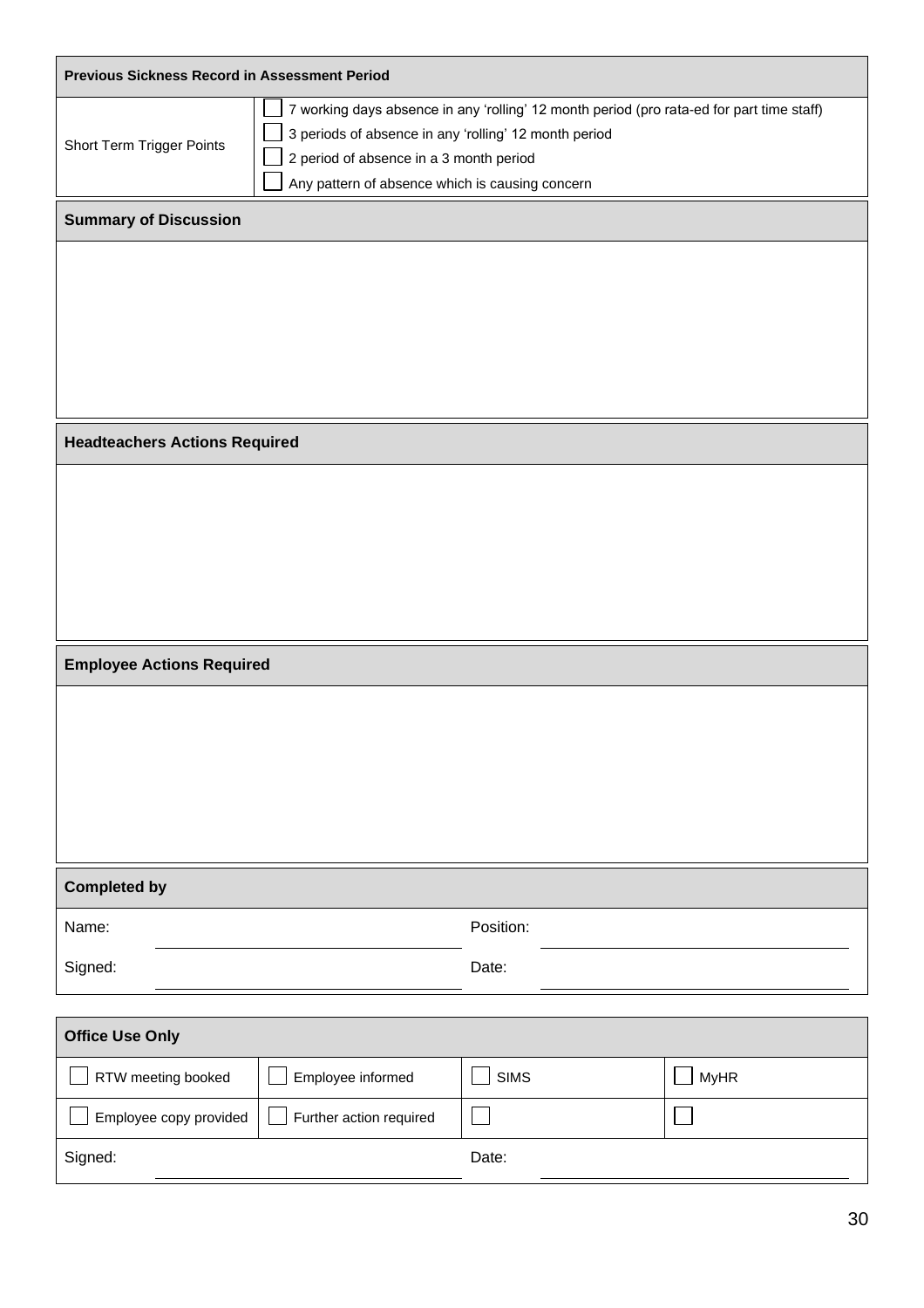| Previous Sickness Record in Assessment Period | |
|---|---|
| Short Term Trigger Points | ☐ 7 working days absence in any 'rolling' 12 month period (pro rata-ed for part time staff)<br>☐ 3 periods of absence in any 'rolling' 12 month period<br>☐ 2 period of absence in a 3 month period<br>☐ Any pattern of absence which is causing concern |

| Summary of Discussion |
|---|
| |

| Headteachers Actions Required |
|---|
| |

| Employee Actions Required |
|---|
| |

| Completed by | | | |
|---|---|---|---|
| Name: | | Position: | |
| Signed: | | Date: | |

| Office Use Only | | | |
|---|---|---|---|
| ☐ RTW meeting booked | ☐ Employee informed | ☐ SIMS | ☐ MyHR |
| ☐ Employee copy provided | ☐ Further action required | ☐ | ☐ |
| Signed: | | Date: | |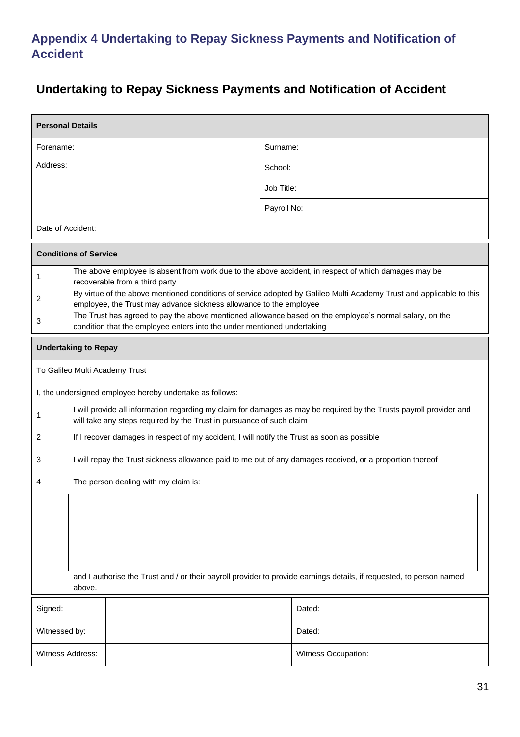## Appendix 4 Undertaking to Repay Sickness Payments and Notification of Accident

### Undertaking to Repay Sickness Payments and Notification of Accident

| **Personal Details** | |
|---|---|
| Forename: | Surname: |
| Address: | School: |
| | Job Title: |
| | Payroll No: |
| Date of Accident: | |

| **Conditions of Service** | |
|---|---|
| 1 | The above employee is absent from work due to the above accident, in respect of which damages may be recoverable from a third party |
| 2 | By virtue of the above mentioned conditions of service adopted by Galileo Multi Academy Trust and applicable to this employee, the Trust may advance sickness allowance to the employee |
| 3 | The Trust has agreed to pay the above mentioned allowance based on the employee's normal salary, on the condition that the employee enters into the under mentioned undertaking |

**Undertaking to Repay**

To Galileo Multi Academy Trust

I, the undersigned employee hereby undertake as follows:

1. I will provide all information regarding my claim for damages as may be required by the Trusts payroll provider and will take any steps required by the Trust in pursuance of such claim
2. If I recover damages in respect of my accident, I will notify the Trust as soon as possible
3. I will repay the Trust sickness allowance paid to me out of any damages received, or a proportion thereof
4. The person dealing with my claim is:

and I authorise the Trust and / or their payroll provider to provide earnings details, if requested, to person named above.

| | | | |
|---|---|---|---|
| Signed: | | Dated: | |
| Witnessed by: | | Dated: | |
| Witness Address: | | Witness Occupation: | |